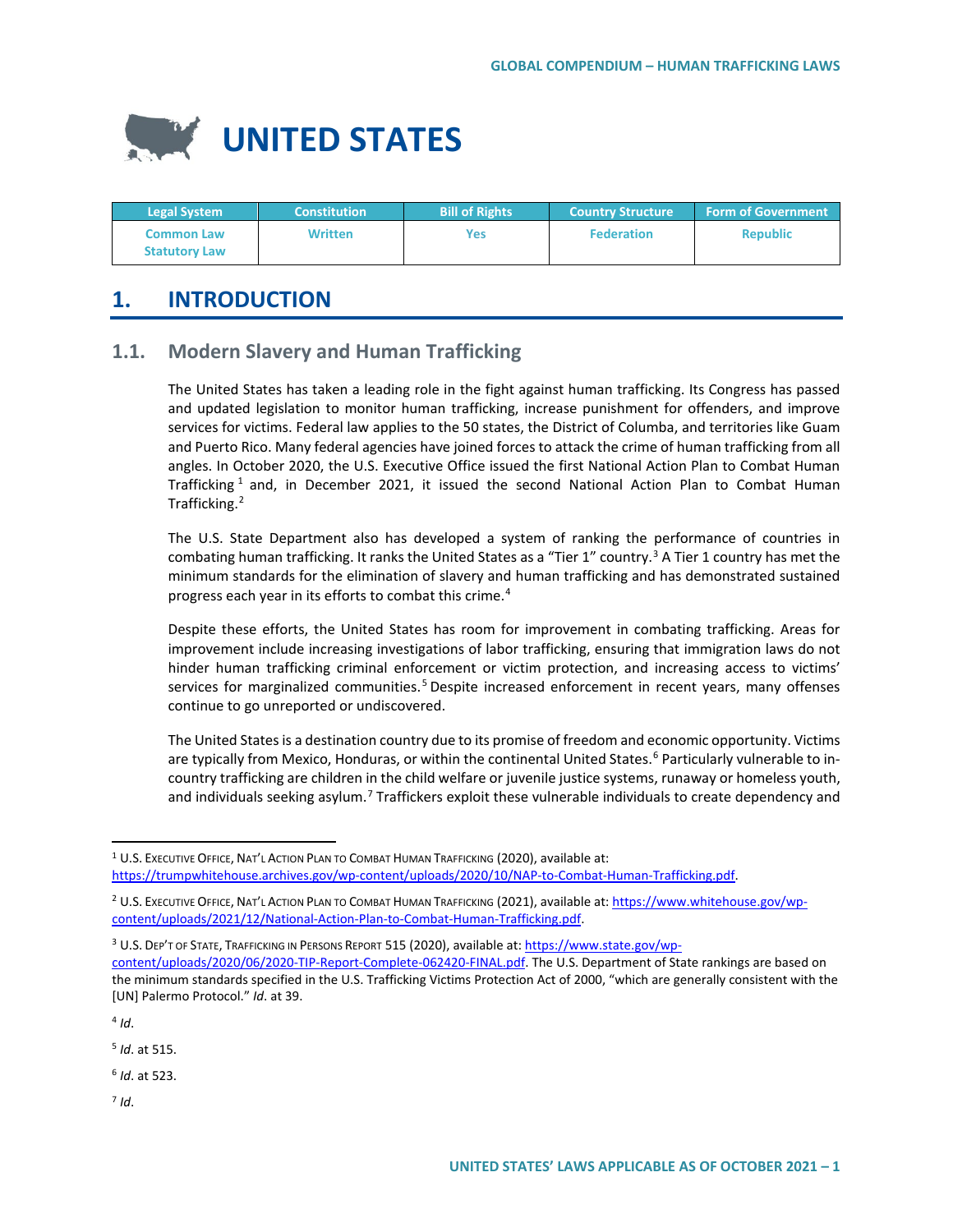# UNITED STATES

| Legal System | Constitution | Bill of Rights | Country Structure | Form of Government |
|---|---|---|---|---|
| Common Law Statutory Law | Written | Yes | Federation | Republic |

## 1. INTRODUCTION

### 1.1. Modern Slavery and Human Trafficking

The United States has taken a leading role in the fight against human trafficking. Its Congress has passed and updated legislation to monitor human trafficking, increase punishment for offenders, and improve services for victims. Federal law applies to the 50 states, the District of Columba, and territories like Guam and Puerto Rico. Many federal agencies have joined forces to attack the crime of human trafficking from all angles. In October 2020, the U.S. Executive Office issued the first National Action Plan to Combat Human Trafficking [1] and, in December 2021, it issued the second National Action Plan to Combat Human Trafficking.[2]

The U.S. State Department also has developed a system of ranking the performance of countries in combating human trafficking. It ranks the United States as a "Tier 1" country.[3] A Tier 1 country has met the minimum standards for the elimination of slavery and human trafficking and has demonstrated sustained progress each year in its efforts to combat this crime.[4]

Despite these efforts, the United States has room for improvement in combating trafficking. Areas for improvement include increasing investigations of labor trafficking, ensuring that immigration laws do not hinder human trafficking criminal enforcement or victim protection, and increasing access to victims' services for marginalized communities.[5] Despite increased enforcement in recent years, many offenses continue to go unreported or undiscovered.

The United States is a destination country due to its promise of freedom and economic opportunity. Victims are typically from Mexico, Honduras, or within the continental United States.[6] Particularly vulnerable to in-country trafficking are children in the child welfare or juvenile justice systems, runaway or homeless youth, and individuals seeking asylum.[7] Traffickers exploit these vulnerable individuals to create dependency and

---

[1] U.S. Executive Office, Nat'l Action Plan to Combat Human Trafficking (2020), available at: https://trumpwhitehouse.archives.gov/wp-content/uploads/2020/10/NAP-to-Combat-Human-Trafficking.pdf.

[2] U.S. Executive Office, Nat'l Action Plan to Combat Human Trafficking (2021), available at: https://www.whitehouse.gov/wp-content/uploads/2021/12/National-Action-Plan-to-Combat-Human-Trafficking.pdf.

[3] U.S. Dep't of State, Trafficking in Persons Report 515 (2020), available at: https://www.state.gov/wp-content/uploads/2020/06/2020-TIP-Report-Complete-062420-FINAL.pdf. The U.S. Department of State rankings are based on the minimum standards specified in the U.S. Trafficking Victims Protection Act of 2000, "which are generally consistent with the [UN] Palermo Protocol." *Id*. at 39.

[4] *Id*.

[5] *Id*. at 515.

[6] *Id*. at 523.

[7] *Id*.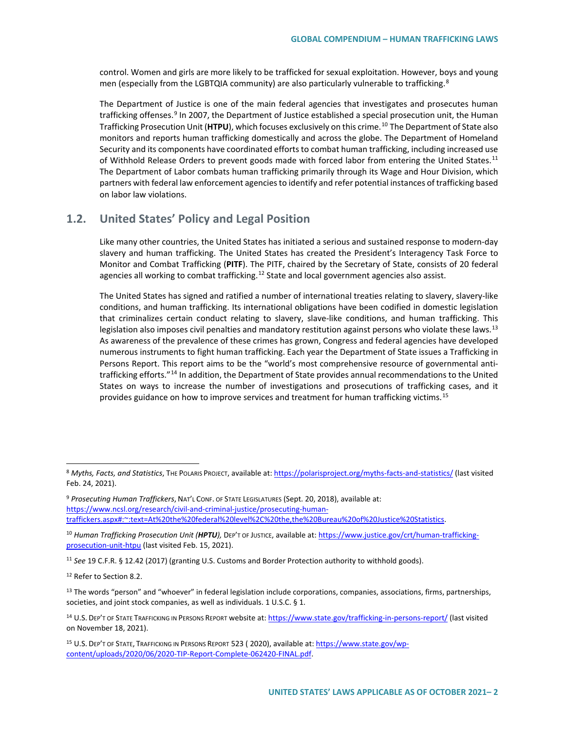control. Women and girls are more likely to be trafficked for sexual exploitation. However, boys and young men (especially from the LGBTQIA community) are also particularly vulnerable to trafficking.[8]

The Department of Justice is one of the main federal agencies that investigates and prosecutes human trafficking offenses.[9] In 2007, the Department of Justice established a special prosecution unit, the Human Trafficking Prosecution Unit (**HTPU**), which focuses exclusively on this crime.[10] The Department of State also monitors and reports human trafficking domestically and across the globe. The Department of Homeland Security and its components have coordinated efforts to combat human trafficking, including increased use of Withhold Release Orders to prevent goods made with forced labor from entering the United States.[11] The Department of Labor combats human trafficking primarily through its Wage and Hour Division, which partners with federal law enforcement agencies to identify and refer potential instances of trafficking based on labor law violations.

## 1.2. United States' Policy and Legal Position

Like many other countries, the United States has initiated a serious and sustained response to modern-day slavery and human trafficking. The United States has created the President's Interagency Task Force to Monitor and Combat Trafficking (**PITF**). The PITF, chaired by the Secretary of State, consists of 20 federal agencies all working to combat trafficking.[12] State and local government agencies also assist.

The United States has signed and ratified a number of international treaties relating to slavery, slavery-like conditions, and human trafficking. Its international obligations have been codified in domestic legislation that criminalizes certain conduct relating to slavery, slave-like conditions, and human trafficking. This legislation also imposes civil penalties and mandatory restitution against persons who violate these laws.[13] As awareness of the prevalence of these crimes has grown, Congress and federal agencies have developed numerous instruments to fight human trafficking. Each year the Department of State issues a Trafficking in Persons Report. This report aims to be the "world's most comprehensive resource of governmental anti-trafficking efforts."[14] In addition, the Department of State provides annual recommendations to the United States on ways to increase the number of investigations and prosecutions of trafficking cases, and it provides guidance on how to improve services and treatment for human trafficking victims.[15]

---

[8] *Myths, Facts, and Statistics*, The Polaris Project, available at: https://polarisproject.org/myths-facts-and-statistics/ (last visited Feb. 24, 2021).

[9] *Prosecuting Human Traffickers*, Nat'l Conf. of State Legislatures (Sept. 20, 2018), available at: https://www.ncsl.org/research/civil-and-criminal-justice/prosecuting-human-traffickers.aspx#:~:text=At%20the%20federal%20level%2C%20the,the%20Bureau%20of%20Justice%20Statistics.

[10] *Human Trafficking Prosecution Unit (**HPTU**),* Dep't of Justice, available at: https://www.justice.gov/crt/human-trafficking-prosecution-unit-htpu (last visited Feb. 15, 2021).

[11] *See* 19 C.F.R. § 12.42 (2017) (granting U.S. Customs and Border Protection authority to withhold goods).

[12] Refer to Section 8.2.

[13] The words "person" and "whoever" in federal legislation include corporations, companies, associations, firms, partnerships, societies, and joint stock companies, as well as individuals. 1 U.S.C. § 1.

[14] U.S. Dep't of State Trafficking in Persons Report website at: https://www.state.gov/trafficking-in-persons-report/ (last visited on November 18, 2021).

[15] U.S. Dep't of State, Trafficking in Persons Report 523 ( 2020), available at: https://www.state.gov/wp-content/uploads/2020/06/2020-TIP-Report-Complete-062420-FINAL.pdf.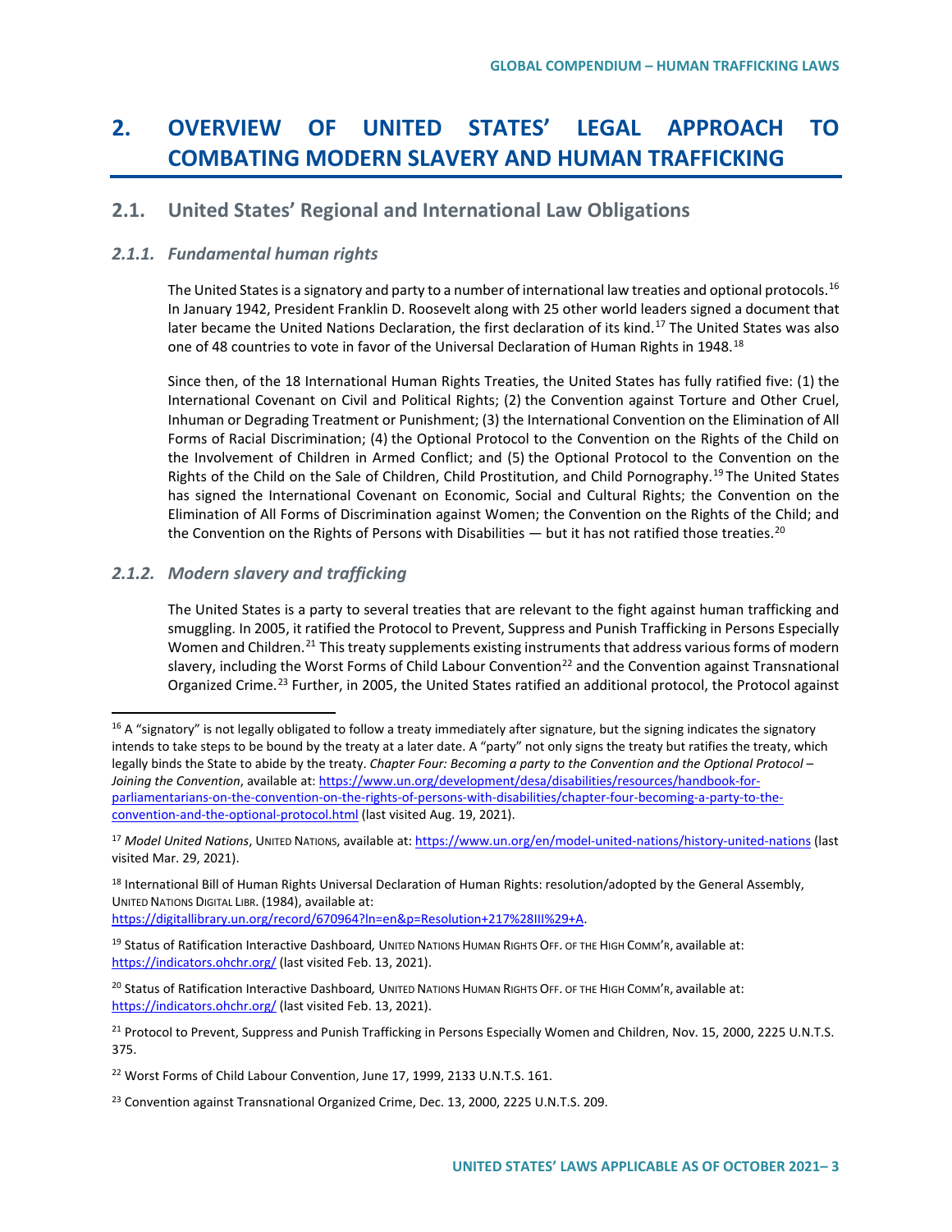# 2. OVERVIEW OF UNITED STATES' LEGAL APPROACH TO COMBATING MODERN SLAVERY AND HUMAN TRAFFICKING

## 2.1. United States' Regional and International Law Obligations

### *2.1.1. Fundamental human rights*

The United States is a signatory and party to a number of international law treaties and optional protocols.[16] In January 1942, President Franklin D. Roosevelt along with 25 other world leaders signed a document that later became the United Nations Declaration, the first declaration of its kind.[17] The United States was also one of 48 countries to vote in favor of the Universal Declaration of Human Rights in 1948.[18]

Since then, of the 18 International Human Rights Treaties, the United States has fully ratified five: (1) the International Covenant on Civil and Political Rights; (2) the Convention against Torture and Other Cruel, Inhuman or Degrading Treatment or Punishment; (3) the International Convention on the Elimination of All Forms of Racial Discrimination; (4) the Optional Protocol to the Convention on the Rights of the Child on the Involvement of Children in Armed Conflict; and (5) the Optional Protocol to the Convention on the Rights of the Child on the Sale of Children, Child Prostitution, and Child Pornography.[19] The United States has signed the International Covenant on Economic, Social and Cultural Rights; the Convention on the Elimination of All Forms of Discrimination against Women; the Convention on the Rights of the Child; and the Convention on the Rights of Persons with Disabilities — but it has not ratified those treaties.[20]

### *2.1.2. Modern slavery and trafficking*

The United States is a party to several treaties that are relevant to the fight against human trafficking and smuggling. In 2005, it ratified the Protocol to Prevent, Suppress and Punish Trafficking in Persons Especially Women and Children.[21] This treaty supplements existing instruments that address various forms of modern slavery, including the Worst Forms of Child Labour Convention[22] and the Convention against Transnational Organized Crime.[23] Further, in 2005, the United States ratified an additional protocol, the Protocol against

---

[16] A "signatory" is not legally obligated to follow a treaty immediately after signature, but the signing indicates the signatory intends to take steps to be bound by the treaty at a later date. A "party" not only signs the treaty but ratifies the treaty, which legally binds the State to abide by the treaty. *Chapter Four: Becoming a party to the Convention and the Optional Protocol – Joining the Convention*, available at: https://www.un.org/development/desa/disabilities/resources/handbook-for-parliamentarians-on-the-convention-on-the-rights-of-persons-with-disabilities/chapter-four-becoming-a-party-to-the-convention-and-the-optional-protocol.html (last visited Aug. 19, 2021).

[17] *Model United Nations*, UNITED NATIONS, available at: https://www.un.org/en/model-united-nations/history-united-nations (last visited Mar. 29, 2021).

[18] International Bill of Human Rights Universal Declaration of Human Rights: resolution/adopted by the General Assembly, UNITED NATIONS DIGITAL LIBR. (1984), available at: https://digitallibrary.un.org/record/670964?ln=en&p=Resolution+217%28III%29+A.

[19] Status of Ratification Interactive Dashboard*,* UNITED NATIONS HUMAN RIGHTS OFF. OF THE HIGH COMM'R, available at: https://indicators.ohchr.org/ (last visited Feb. 13, 2021).

[20] Status of Ratification Interactive Dashboard*,* UNITED NATIONS HUMAN RIGHTS OFF. OF THE HIGH COMM'R, available at: https://indicators.ohchr.org/ (last visited Feb. 13, 2021).

[21] Protocol to Prevent, Suppress and Punish Trafficking in Persons Especially Women and Children, Nov. 15, 2000, 2225 U.N.T.S. 375.

[22] Worst Forms of Child Labour Convention, June 17, 1999, 2133 U.N.T.S. 161.

[23] Convention against Transnational Organized Crime, Dec. 13, 2000, 2225 U.N.T.S. 209.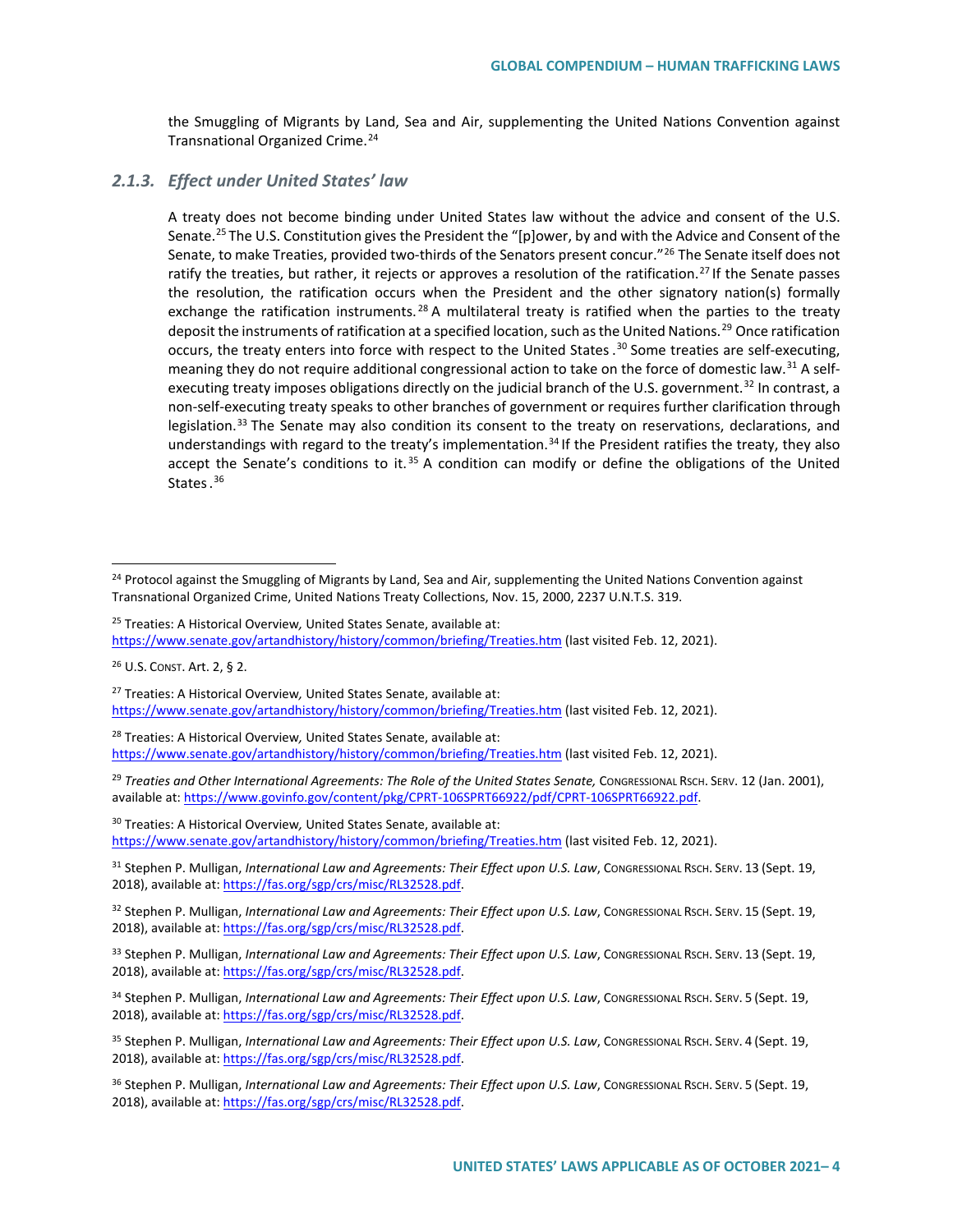the Smuggling of Migrants by Land, Sea and Air, supplementing the United Nations Convention against Transnational Organized Crime.[24]

### *2.1.3. Effect under United States' law*

A treaty does not become binding under United States law without the advice and consent of the U.S. Senate.[25] The U.S. Constitution gives the President the "[p]ower, by and with the Advice and Consent of the Senate, to make Treaties, provided two-thirds of the Senators present concur."[26] The Senate itself does not ratify the treaties, but rather, it rejects or approves a resolution of the ratification.[27] If the Senate passes the resolution, the ratification occurs when the President and the other signatory nation(s) formally exchange the ratification instruments.[28] A multilateral treaty is ratified when the parties to the treaty deposit the instruments of ratification at a specified location, such as the United Nations.[29] Once ratification occurs, the treaty enters into force with respect to the United States.[30] Some treaties are self-executing, meaning they do not require additional congressional action to take on the force of domestic law.[31] A self-executing treaty imposes obligations directly on the judicial branch of the U.S. government.[32] In contrast, a non-self-executing treaty speaks to other branches of government or requires further clarification through legislation.[33] The Senate may also condition its consent to the treaty on reservations, declarations, and understandings with regard to the treaty's implementation.[34] If the President ratifies the treaty, they also accept the Senate's conditions to it.[35] A condition can modify or define the obligations of the United States.[36]

---

[24] Protocol against the Smuggling of Migrants by Land, Sea and Air, supplementing the United Nations Convention against Transnational Organized Crime, United Nations Treaty Collections, Nov. 15, 2000, 2237 U.N.T.S. 319.

[25] Treaties: A Historical Overview, United States Senate, available at: https://www.senate.gov/artandhistory/history/common/briefing/Treaties.htm (last visited Feb. 12, 2021).

[26] U.S. Const. Art. 2, § 2.

[27] Treaties: A Historical Overview, United States Senate, available at: https://www.senate.gov/artandhistory/history/common/briefing/Treaties.htm (last visited Feb. 12, 2021).

[28] Treaties: A Historical Overview, United States Senate, available at: https://www.senate.gov/artandhistory/history/common/briefing/Treaties.htm (last visited Feb. 12, 2021).

[29] *Treaties and Other International Agreements: The Role of the United States Senate,* Congressional Rsch. Serv. 12 (Jan. 2001), available at: https://www.govinfo.gov/content/pkg/CPRT-106SPRT66922/pdf/CPRT-106SPRT66922.pdf.

[30] Treaties: A Historical Overview, United States Senate, available at: https://www.senate.gov/artandhistory/history/common/briefing/Treaties.htm (last visited Feb. 12, 2021).

[31] Stephen P. Mulligan, *International Law and Agreements: Their Effect upon U.S. Law*, Congressional Rsch. Serv. 13 (Sept. 19, 2018), available at: https://fas.org/sgp/crs/misc/RL32528.pdf.

[32] Stephen P. Mulligan, *International Law and Agreements: Their Effect upon U.S. Law*, Congressional Rsch. Serv. 15 (Sept. 19, 2018), available at: https://fas.org/sgp/crs/misc/RL32528.pdf.

[33] Stephen P. Mulligan, *International Law and Agreements: Their Effect upon U.S. Law*, Congressional Rsch. Serv. 13 (Sept. 19, 2018), available at: https://fas.org/sgp/crs/misc/RL32528.pdf.

[34] Stephen P. Mulligan, *International Law and Agreements: Their Effect upon U.S. Law*, Congressional Rsch. Serv. 5 (Sept. 19, 2018), available at: https://fas.org/sgp/crs/misc/RL32528.pdf.

[35] Stephen P. Mulligan, *International Law and Agreements: Their Effect upon U.S. Law*, Congressional Rsch. Serv. 4 (Sept. 19, 2018), available at: https://fas.org/sgp/crs/misc/RL32528.pdf.

[36] Stephen P. Mulligan, *International Law and Agreements: Their Effect upon U.S. Law*, Congressional Rsch. Serv. 5 (Sept. 19, 2018), available at: https://fas.org/sgp/crs/misc/RL32528.pdf.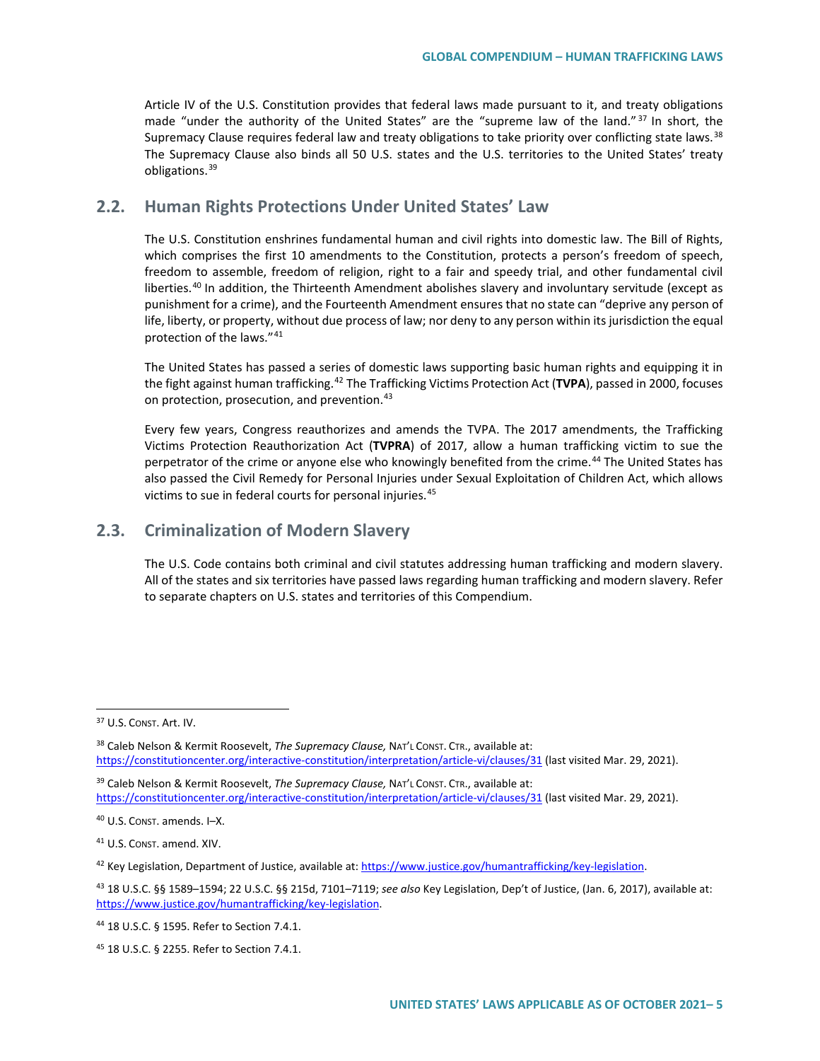Article IV of the U.S. Constitution provides that federal laws made pursuant to it, and treaty obligations made "under the authority of the United States" are the "supreme law of the land."[37] In short, the Supremacy Clause requires federal law and treaty obligations to take priority over conflicting state laws.[38] The Supremacy Clause also binds all 50 U.S. states and the U.S. territories to the United States' treaty obligations.[39]

## 2.2. Human Rights Protections Under United States' Law

The U.S. Constitution enshrines fundamental human and civil rights into domestic law. The Bill of Rights, which comprises the first 10 amendments to the Constitution, protects a person's freedom of speech, freedom to assemble, freedom of religion, right to a fair and speedy trial, and other fundamental civil liberties.[40] In addition, the Thirteenth Amendment abolishes slavery and involuntary servitude (except as punishment for a crime), and the Fourteenth Amendment ensures that no state can "deprive any person of life, liberty, or property, without due process of law; nor deny to any person within its jurisdiction the equal protection of the laws."[41]

The United States has passed a series of domestic laws supporting basic human rights and equipping it in the fight against human trafficking.[42] The Trafficking Victims Protection Act (**TVPA**), passed in 2000, focuses on protection, prosecution, and prevention.[43]

Every few years, Congress reauthorizes and amends the TVPA. The 2017 amendments, the Trafficking Victims Protection Reauthorization Act (**TVPRA**) of 2017, allow a human trafficking victim to sue the perpetrator of the crime or anyone else who knowingly benefited from the crime.[44] The United States has also passed the Civil Remedy for Personal Injuries under Sexual Exploitation of Children Act, which allows victims to sue in federal courts for personal injuries.[45]

## 2.3. Criminalization of Modern Slavery

The U.S. Code contains both criminal and civil statutes addressing human trafficking and modern slavery. All of the states and six territories have passed laws regarding human trafficking and modern slavery. Refer to separate chapters on U.S. states and territories of this Compendium.

---

[37] U.S. Const. Art. IV.

[38] Caleb Nelson & Kermit Roosevelt, *The Supremacy Clause,* Nat'l Const. Ctr., available at: https://constitutioncenter.org/interactive-constitution/interpretation/article-vi/clauses/31 (last visited Mar. 29, 2021).

[39] Caleb Nelson & Kermit Roosevelt, *The Supremacy Clause,* Nat'l Const. Ctr., available at: https://constitutioncenter.org/interactive-constitution/interpretation/article-vi/clauses/31 (last visited Mar. 29, 2021).

[40] U.S. Const. amends. I–X.

[41] U.S. Const. amend. XIV.

[42] Key Legislation, Department of Justice, available at: https://www.justice.gov/humantrafficking/key-legislation.

[43] 18 U.S.C. §§ 1589–1594; 22 U.S.C. §§ 215d, 7101–7119; *see also* Key Legislation, Dep't of Justice, (Jan. 6, 2017), available at: https://www.justice.gov/humantrafficking/key-legislation.

[44] 18 U.S.C. § 1595. Refer to Section 7.4.1.

[45] 18 U.S.C. § 2255. Refer to Section 7.4.1.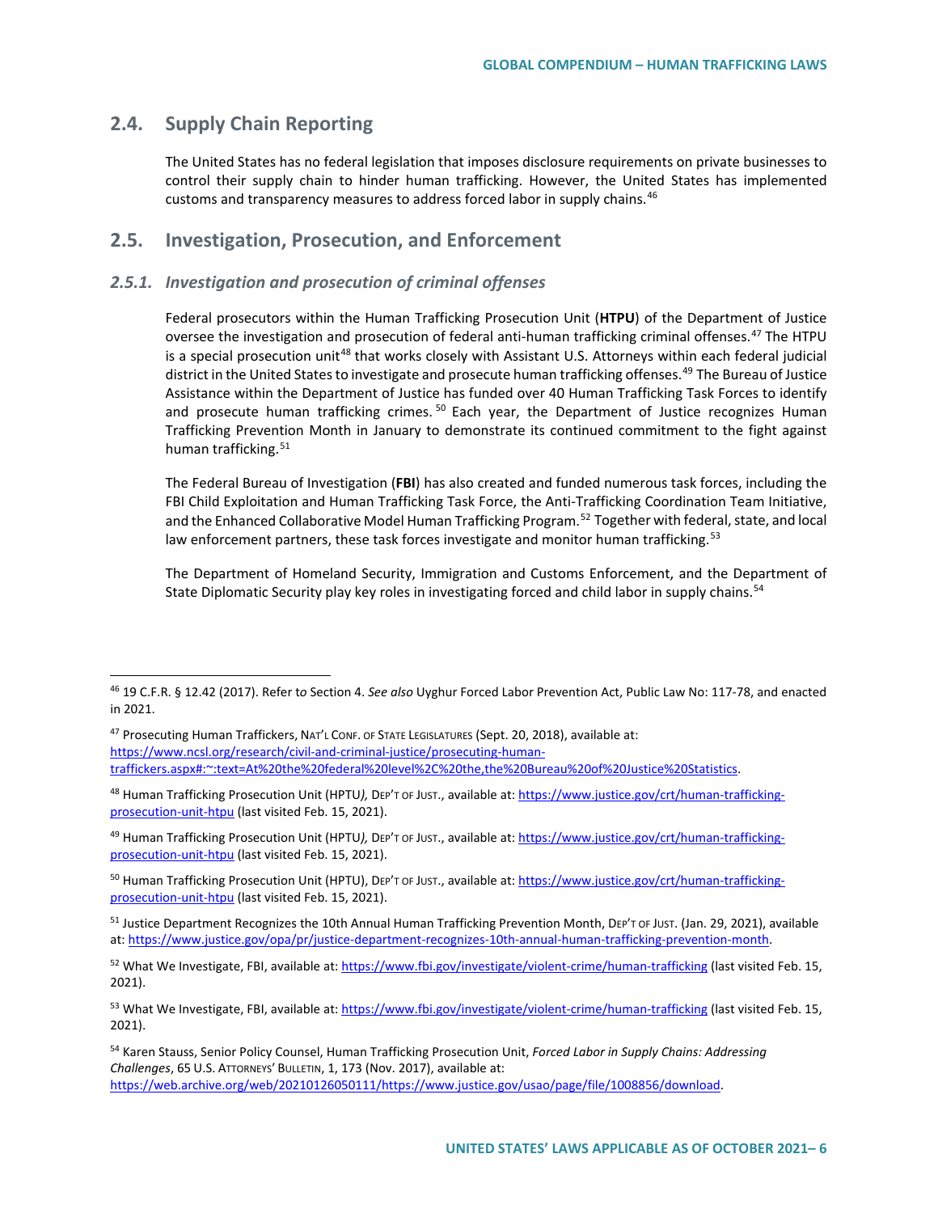## 2.4. Supply Chain Reporting

The United States has no federal legislation that imposes disclosure requirements on private businesses to control their supply chain to hinder human trafficking. However, the United States has implemented customs and transparency measures to address forced labor in supply chains.[46]

## 2.5. Investigation, Prosecution, and Enforcement

### *2.5.1. Investigation and prosecution of criminal offenses*

Federal prosecutors within the Human Trafficking Prosecution Unit (**HTPU**) of the Department of Justice oversee the investigation and prosecution of federal anti-human trafficking criminal offenses.[47] The HTPU is a special prosecution unit[48] that works closely with Assistant U.S. Attorneys within each federal judicial district in the United States to investigate and prosecute human trafficking offenses.[49] The Bureau of Justice Assistance within the Department of Justice has funded over 40 Human Trafficking Task Forces to identify and prosecute human trafficking crimes.[50] Each year, the Department of Justice recognizes Human Trafficking Prevention Month in January to demonstrate its continued commitment to the fight against human trafficking.[51]

The Federal Bureau of Investigation (**FBI**) has also created and funded numerous task forces, including the FBI Child Exploitation and Human Trafficking Task Force, the Anti-Trafficking Coordination Team Initiative, and the Enhanced Collaborative Model Human Trafficking Program.[52] Together with federal, state, and local law enforcement partners, these task forces investigate and monitor human trafficking.[53]

The Department of Homeland Security, Immigration and Customs Enforcement, and the Department of State Diplomatic Security play key roles in investigating forced and child labor in supply chains.[54]

---

[46] 19 C.F.R. § 12.42 (2017). Refer to Section 4. *See also* Uyghur Forced Labor Prevention Act, Public Law No: 117-78, and enacted in 2021.

[47] Prosecuting Human Traffickers, NAT'L CONF. OF STATE LEGISLATURES (Sept. 20, 2018), available at: https://www.ncsl.org/research/civil-and-criminal-justice/prosecuting-human-traffickers.aspx#:~:text=At%20the%20federal%20level%2C%20the,the%20Bureau%20of%20Justice%20Statistics.

[48] Human Trafficking Prosecution Unit (HPTU*),* DEP'T OF JUST., available at: https://www.justice.gov/crt/human-trafficking-prosecution-unit-htpu (last visited Feb. 15, 2021).

[49] Human Trafficking Prosecution Unit (HPTU*),* DEP'T OF JUST., available at: https://www.justice.gov/crt/human-trafficking-prosecution-unit-htpu (last visited Feb. 15, 2021).

[50] Human Trafficking Prosecution Unit (HPTU), DEP'T OF JUST., available at: https://www.justice.gov/crt/human-trafficking-prosecution-unit-htpu (last visited Feb. 15, 2021).

[51] Justice Department Recognizes the 10th Annual Human Trafficking Prevention Month, DEP'T OF JUST. (Jan. 29, 2021), available at: https://www.justice.gov/opa/pr/justice-department-recognizes-10th-annual-human-trafficking-prevention-month.

[52] What We Investigate, FBI, available at: https://www.fbi.gov/investigate/violent-crime/human-trafficking (last visited Feb. 15, 2021).

[53] What We Investigate, FBI, available at: https://www.fbi.gov/investigate/violent-crime/human-trafficking (last visited Feb. 15, 2021).

[54] Karen Stauss, Senior Policy Counsel, Human Trafficking Prosecution Unit, *Forced Labor in Supply Chains: Addressing Challenges*, 65 U.S. ATTORNEYS' BULLETIN, 1, 173 (Nov. 2017), available at: https://web.archive.org/web/20210126050111/https://www.justice.gov/usao/page/file/1008856/download.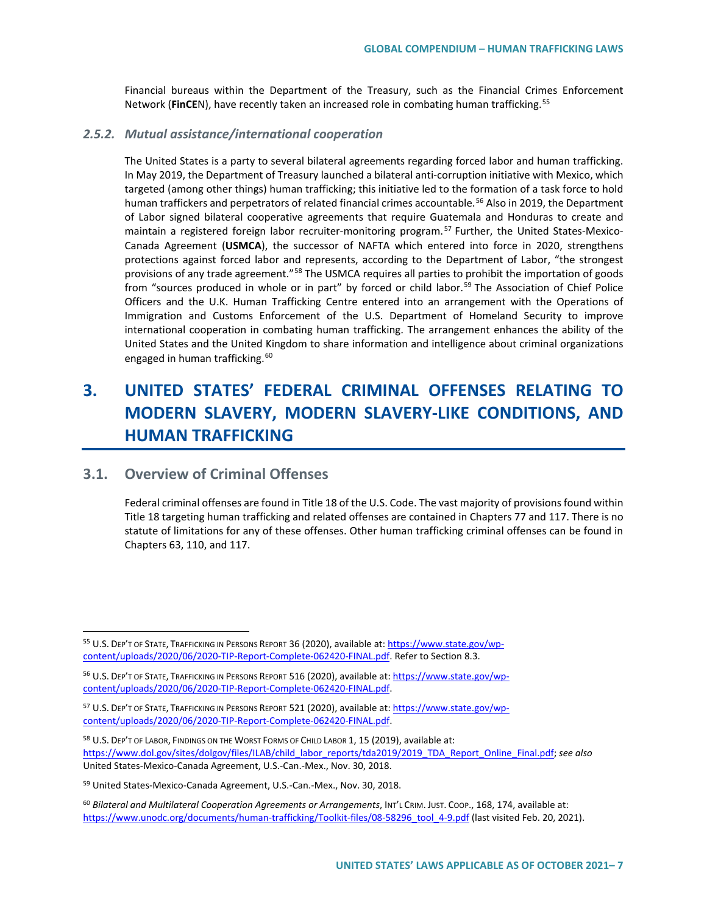Financial bureaus within the Department of the Treasury, such as the Financial Crimes Enforcement Network (**FinCE**N), have recently taken an increased role in combating human trafficking.[55]

### *2.5.2. Mutual assistance/international cooperation*

The United States is a party to several bilateral agreements regarding forced labor and human trafficking. In May 2019, the Department of Treasury launched a bilateral anti-corruption initiative with Mexico, which targeted (among other things) human trafficking; this initiative led to the formation of a task force to hold human traffickers and perpetrators of related financial crimes accountable.[56] Also in 2019, the Department of Labor signed bilateral cooperative agreements that require Guatemala and Honduras to create and maintain a registered foreign labor recruiter-monitoring program.[57] Further, the United States-Mexico-Canada Agreement (**USMCA**), the successor of NAFTA which entered into force in 2020, strengthens protections against forced labor and represents, according to the Department of Labor, "the strongest provisions of any trade agreement."[58] The USMCA requires all parties to prohibit the importation of goods from "sources produced in whole or in part" by forced or child labor.[59] The Association of Chief Police Officers and the U.K. Human Trafficking Centre entered into an arrangement with the Operations of Immigration and Customs Enforcement of the U.S. Department of Homeland Security to improve international cooperation in combating human trafficking. The arrangement enhances the ability of the United States and the United Kingdom to share information and intelligence about criminal organizations engaged in human trafficking.[60]

# 3. UNITED STATES' FEDERAL CRIMINAL OFFENSES RELATING TO MODERN SLAVERY, MODERN SLAVERY-LIKE CONDITIONS, AND HUMAN TRAFFICKING

## 3.1. Overview of Criminal Offenses

Federal criminal offenses are found in Title 18 of the U.S. Code. The vast majority of provisions found within Title 18 targeting human trafficking and related offenses are contained in Chapters 77 and 117. There is no statute of limitations for any of these offenses. Other human trafficking criminal offenses can be found in Chapters 63, 110, and 117.

---

[55] U.S. DEP'T OF STATE, TRAFFICKING IN PERSONS REPORT 36 (2020), available at: https://www.state.gov/wp-content/uploads/2020/06/2020-TIP-Report-Complete-062420-FINAL.pdf. Refer to Section 8.3.

[56] U.S. DEP'T OF STATE, TRAFFICKING IN PERSONS REPORT 516 (2020), available at: https://www.state.gov/wp-content/uploads/2020/06/2020-TIP-Report-Complete-062420-FINAL.pdf.

[57] U.S. DEP'T OF STATE, TRAFFICKING IN PERSONS REPORT 521 (2020), available at: https://www.state.gov/wp-content/uploads/2020/06/2020-TIP-Report-Complete-062420-FINAL.pdf.

[58] U.S. DEP'T OF LABOR, FINDINGS ON THE WORST FORMS OF CHILD LABOR 1, 15 (2019), available at: https://www.dol.gov/sites/dolgov/files/ILAB/child_labor_reports/tda2019/2019_TDA_Report_Online_Final.pdf; *see also* United States-Mexico-Canada Agreement, U.S.-Can.-Mex., Nov. 30, 2018.

[59] United States-Mexico-Canada Agreement, U.S.-Can.-Mex., Nov. 30, 2018.

[60] *Bilateral and Multilateral Cooperation Agreements or Arrangements*, INT'L CRIM. JUST. COOP., 168, 174, available at: https://www.unodc.org/documents/human-trafficking/Toolkit-files/08-58296_tool_4-9.pdf (last visited Feb. 20, 2021).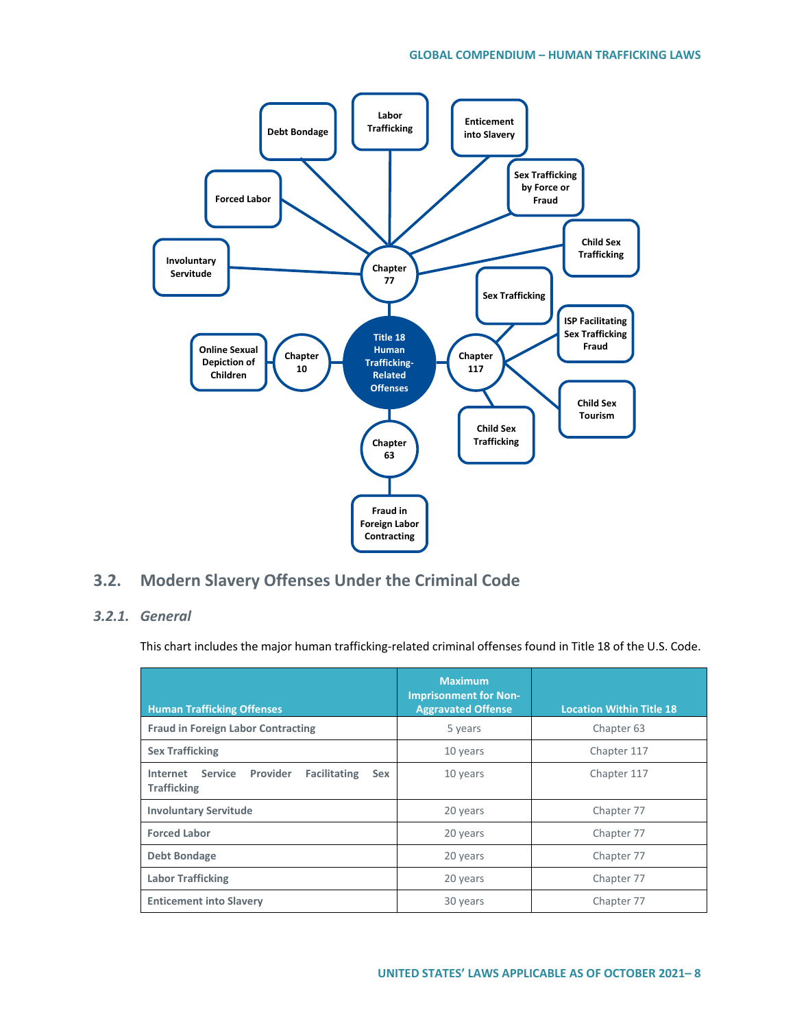Title 18 Human Trafficking-Related Offenses

- Chapter 77
  - Debt Bondage
  - Labor Trafficking
  - Enticement into Slavery
  - Sex Trafficking by Force or Fraud
  - Child Sex Trafficking
  - Forced Labor
  - Involuntary Servitude
- Chapter 10
  - Online Sexual Depiction of Children
- Chapter 117
  - Sex Trafficking
  - ISP Facilitating Sex Trafficking Fraud
  - Child Sex Tourism
  - Child Sex Trafficking
- Chapter 63
  - Fraud in Foreign Labor Contracting

## 3.2. Modern Slavery Offenses Under the Criminal Code

### *3.2.1. General*

This chart includes the major human trafficking-related criminal offenses found in Title 18 of the U.S. Code.

| Human Trafficking Offenses | Maximum Imprisonment for Non-Aggravated Offense | Location Within Title 18 |
| --- | --- | --- |
| Fraud in Foreign Labor Contracting | 5 years | Chapter 63 |
| Sex Trafficking | 10 years | Chapter 117 |
| Internet Service Provider Facilitating Sex Trafficking | 10 years | Chapter 117 |
| Involuntary Servitude | 20 years | Chapter 77 |
| Forced Labor | 20 years | Chapter 77 |
| Debt Bondage | 20 years | Chapter 77 |
| Labor Trafficking | 20 years | Chapter 77 |
| Enticement into Slavery | 30 years | Chapter 77 |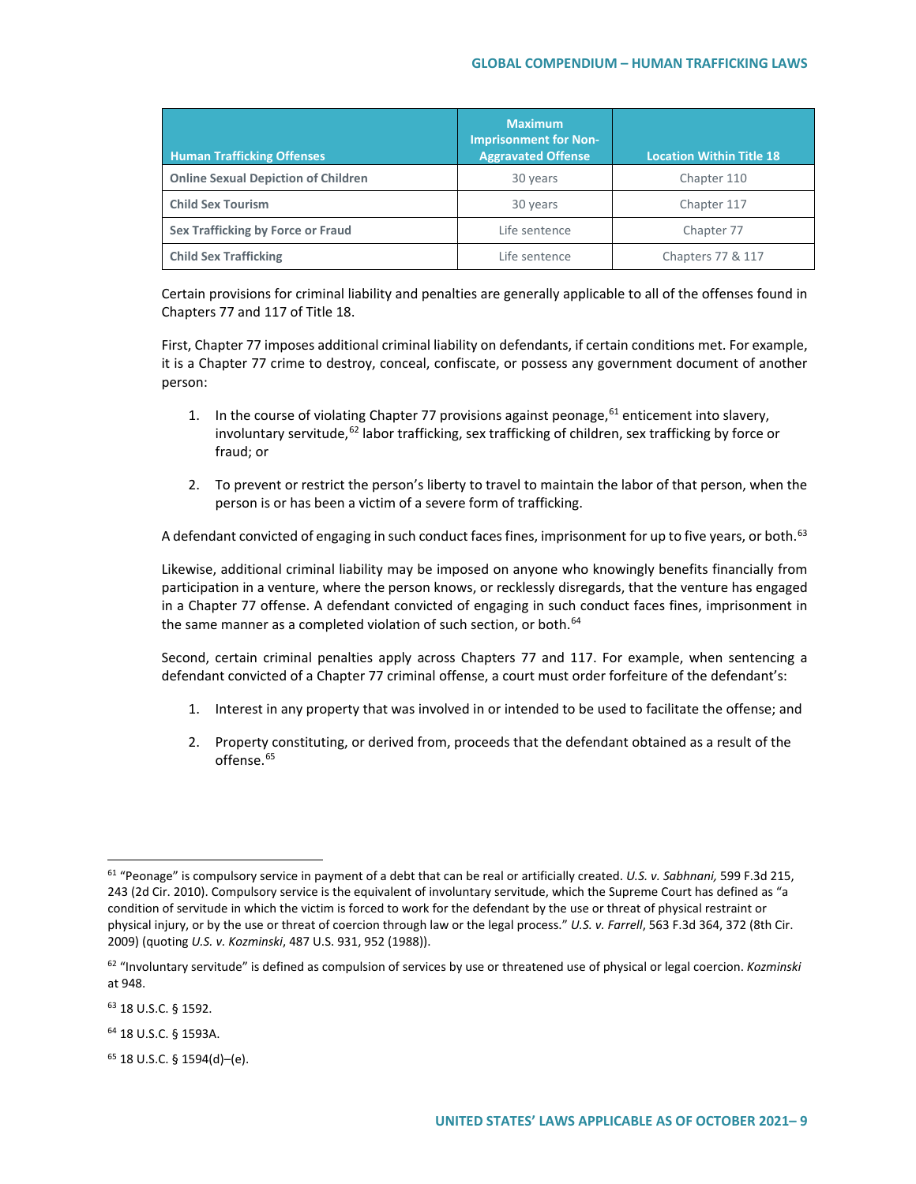| Human Trafficking Offenses | Maximum Imprisonment for Non-Aggravated Offense | Location Within Title 18 |
|---|---|---|
| **Online Sexual Depiction of Children** | 30 years | Chapter 110 |
| **Child Sex Tourism** | 30 years | Chapter 117 |
| **Sex Trafficking by Force or Fraud** | Life sentence | Chapter 77 |
| **Child Sex Trafficking** | Life sentence | Chapters 77 & 117 |

Certain provisions for criminal liability and penalties are generally applicable to all of the offenses found in Chapters 77 and 117 of Title 18.

First, Chapter 77 imposes additional criminal liability on defendants, if certain conditions met. For example, it is a Chapter 77 crime to destroy, conceal, confiscate, or possess any government document of another person:

1. In the course of violating Chapter 77 provisions against peonage,[61] enticement into slavery, involuntary servitude,[62] labor trafficking, sex trafficking of children, sex trafficking by force or fraud; or
2. To prevent or restrict the person's liberty to travel to maintain the labor of that person, when the person is or has been a victim of a severe form of trafficking.

A defendant convicted of engaging in such conduct faces fines, imprisonment for up to five years, or both.[63]

Likewise, additional criminal liability may be imposed on anyone who knowingly benefits financially from participation in a venture, where the person knows, or recklessly disregards, that the venture has engaged in a Chapter 77 offense. A defendant convicted of engaging in such conduct faces fines, imprisonment in the same manner as a completed violation of such section, or both.[64]

Second, certain criminal penalties apply across Chapters 77 and 117. For example, when sentencing a defendant convicted of a Chapter 77 criminal offense, a court must order forfeiture of the defendant's:

1. Interest in any property that was involved in or intended to be used to facilitate the offense; and
2. Property constituting, or derived from, proceeds that the defendant obtained as a result of the offense.[65]

---

[61] "Peonage" is compulsory service in payment of a debt that can be real or artificially created. *U.S. v. Sabhnani,* 599 F.3d 215, 243 (2d Cir. 2010). Compulsory service is the equivalent of involuntary servitude, which the Supreme Court has defined as "a condition of servitude in which the victim is forced to work for the defendant by the use or threat of physical restraint or physical injury, or by the use or threat of coercion through law or the legal process." *U.S. v. Farrell*, 563 F.3d 364, 372 (8th Cir. 2009) (quoting *U.S. v. Kozminski*, 487 U.S. 931, 952 (1988)).

[62] "Involuntary servitude" is defined as compulsion of services by use or threatened use of physical or legal coercion. *Kozminski* at 948.

[63] 18 U.S.C. § 1592.

[64] 18 U.S.C. § 1593A.

[65] 18 U.S.C. § 1594(d)–(e).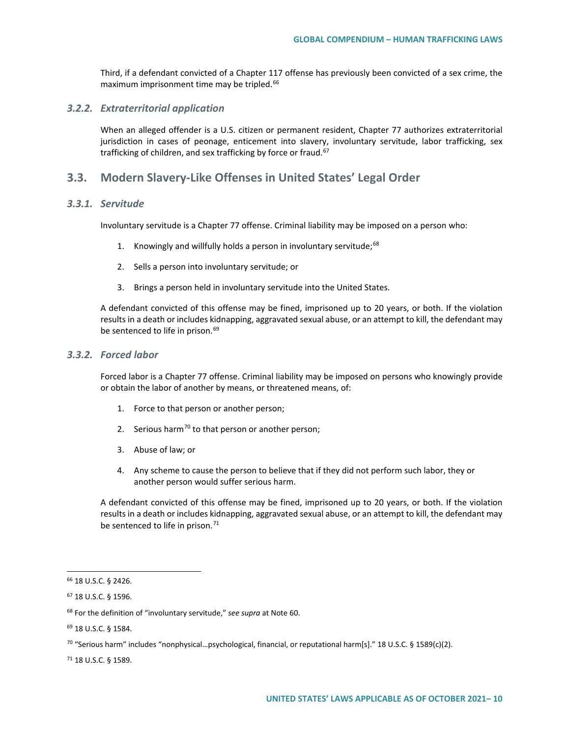Third, if a defendant convicted of a Chapter 117 offense has previously been convicted of a sex crime, the maximum imprisonment time may be tripled.[66]

### *3.2.2. Extraterritorial application*

When an alleged offender is a U.S. citizen or permanent resident, Chapter 77 authorizes extraterritorial jurisdiction in cases of peonage, enticement into slavery, involuntary servitude, labor trafficking, sex trafficking of children, and sex trafficking by force or fraud.[67]

## 3.3. Modern Slavery-Like Offenses in United States' Legal Order

### *3.3.1. Servitude*

Involuntary servitude is a Chapter 77 offense. Criminal liability may be imposed on a person who:

1. Knowingly and willfully holds a person in involuntary servitude;[68]
2. Sells a person into involuntary servitude; or
3. Brings a person held in involuntary servitude into the United States.

A defendant convicted of this offense may be fined, imprisoned up to 20 years, or both. If the violation results in a death or includes kidnapping, aggravated sexual abuse, or an attempt to kill, the defendant may be sentenced to life in prison.[69]

### *3.3.2. Forced labor*

Forced labor is a Chapter 77 offense. Criminal liability may be imposed on persons who knowingly provide or obtain the labor of another by means, or threatened means, of:

1. Force to that person or another person;
2. Serious harm[70] to that person or another person;
3. Abuse of law; or
4. Any scheme to cause the person to believe that if they did not perform such labor, they or another person would suffer serious harm.

A defendant convicted of this offense may be fined, imprisoned up to 20 years, or both. If the violation results in a death or includes kidnapping, aggravated sexual abuse, or an attempt to kill, the defendant may be sentenced to life in prison.[71]

---

[66] 18 U.S.C. § 2426.

[67] 18 U.S.C. § 1596.

[68] For the definition of "involuntary servitude," *see supra* at Note 60.

[69] 18 U.S.C. § 1584.

[70] "Serious harm" includes "nonphysical…psychological, financial, or reputational harm[s]." 18 U.S.C. § 1589(c)(2).

[71] 18 U.S.C. § 1589.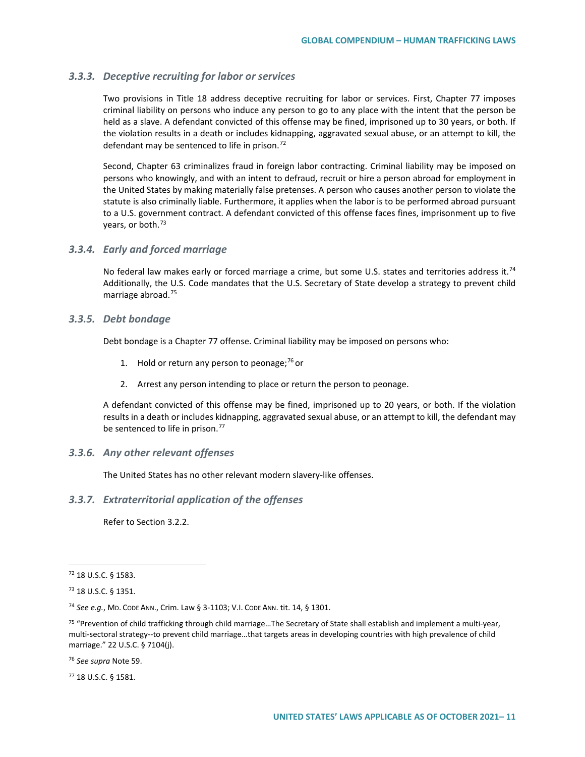### 3.3.3. *Deceptive recruiting for labor or services*

Two provisions in Title 18 address deceptive recruiting for labor or services. First, Chapter 77 imposes criminal liability on persons who induce any person to go to any place with the intent that the person be held as a slave. A defendant convicted of this offense may be fined, imprisoned up to 30 years, or both. If the violation results in a death or includes kidnapping, aggravated sexual abuse, or an attempt to kill, the defendant may be sentenced to life in prison.[72]

Second, Chapter 63 criminalizes fraud in foreign labor contracting. Criminal liability may be imposed on persons who knowingly, and with an intent to defraud, recruit or hire a person abroad for employment in the United States by making materially false pretenses. A person who causes another person to violate the statute is also criminally liable. Furthermore, it applies when the labor is to be performed abroad pursuant to a U.S. government contract. A defendant convicted of this offense faces fines, imprisonment up to five years, or both.[73]

### 3.3.4. *Early and forced marriage*

No federal law makes early or forced marriage a crime, but some U.S. states and territories address it.[74] Additionally, the U.S. Code mandates that the U.S. Secretary of State develop a strategy to prevent child marriage abroad.[75]

### 3.3.5. *Debt bondage*

Debt bondage is a Chapter 77 offense. Criminal liability may be imposed on persons who:

1. Hold or return any person to peonage;[76] or
2. Arrest any person intending to place or return the person to peonage.

A defendant convicted of this offense may be fined, imprisoned up to 20 years, or both. If the violation results in a death or includes kidnapping, aggravated sexual abuse, or an attempt to kill, the defendant may be sentenced to life in prison.[77]

### 3.3.6. *Any other relevant offenses*

The United States has no other relevant modern slavery-like offenses.

### 3.3.7. *Extraterritorial application of the offenses*

Refer to Section 3.2.2.

---

[72] 18 U.S.C. § 1583.

[73] 18 U.S.C. § 1351.

[74] *See e.g.*, MD. CODE ANN., Crim. Law § 3-1103; V.I. CODE ANN. tit. 14, § 1301.

[75] "Prevention of child trafficking through child marriage…The Secretary of State shall establish and implement a multi-year, multi-sectoral strategy--to prevent child marriage…that targets areas in developing countries with high prevalence of child marriage." 22 U.S.C. § 7104(j).

[76] *See supra* Note 59.

[77] 18 U.S.C. § 1581.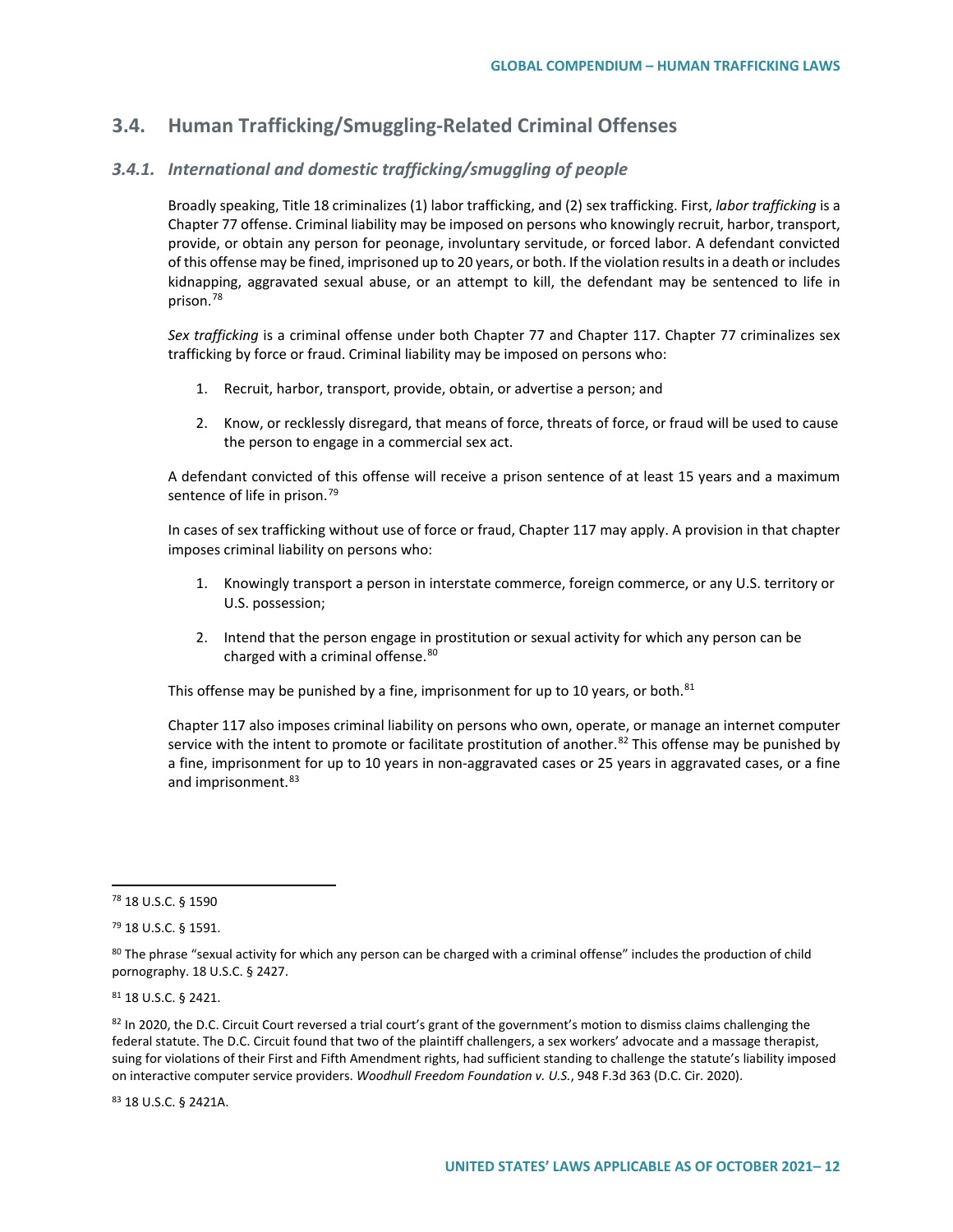## 3.4. Human Trafficking/Smuggling-Related Criminal Offenses

### 3.4.1. *International and domestic trafficking/smuggling of people*

Broadly speaking, Title 18 criminalizes (1) labor trafficking, and (2) sex trafficking. First, *labor trafficking* is a Chapter 77 offense. Criminal liability may be imposed on persons who knowingly recruit, harbor, transport, provide, or obtain any person for peonage, involuntary servitude, or forced labor. A defendant convicted of this offense may be fined, imprisoned up to 20 years, or both. If the violation results in a death or includes kidnapping, aggravated sexual abuse, or an attempt to kill, the defendant may be sentenced to life in prison.[78]

*Sex trafficking* is a criminal offense under both Chapter 77 and Chapter 117. Chapter 77 criminalizes sex trafficking by force or fraud. Criminal liability may be imposed on persons who:

1. Recruit, harbor, transport, provide, obtain, or advertise a person; and
2. Know, or recklessly disregard, that means of force, threats of force, or fraud will be used to cause the person to engage in a commercial sex act.

A defendant convicted of this offense will receive a prison sentence of at least 15 years and a maximum sentence of life in prison.[79]

In cases of sex trafficking without use of force or fraud, Chapter 117 may apply. A provision in that chapter imposes criminal liability on persons who:

1. Knowingly transport a person in interstate commerce, foreign commerce, or any U.S. territory or U.S. possession;
2. Intend that the person engage in prostitution or sexual activity for which any person can be charged with a criminal offense.[80]

This offense may be punished by a fine, imprisonment for up to 10 years, or both.[81]

Chapter 117 also imposes criminal liability on persons who own, operate, or manage an internet computer service with the intent to promote or facilitate prostitution of another.[82] This offense may be punished by a fine, imprisonment for up to 10 years in non-aggravated cases or 25 years in aggravated cases, or a fine and imprisonment.[83]

---

[78] 18 U.S.C. § 1590

[79] 18 U.S.C. § 1591.

[80] The phrase "sexual activity for which any person can be charged with a criminal offense" includes the production of child pornography. 18 U.S.C. § 2427.

[81] 18 U.S.C. § 2421.

[82] In 2020, the D.C. Circuit Court reversed a trial court's grant of the government's motion to dismiss claims challenging the federal statute. The D.C. Circuit found that two of the plaintiff challengers, a sex workers' advocate and a massage therapist, suing for violations of their First and Fifth Amendment rights, had sufficient standing to challenge the statute's liability imposed on interactive computer service providers. *Woodhull Freedom Foundation v. U.S.*, 948 F.3d 363 (D.C. Cir. 2020).

[83] 18 U.S.C. § 2421A.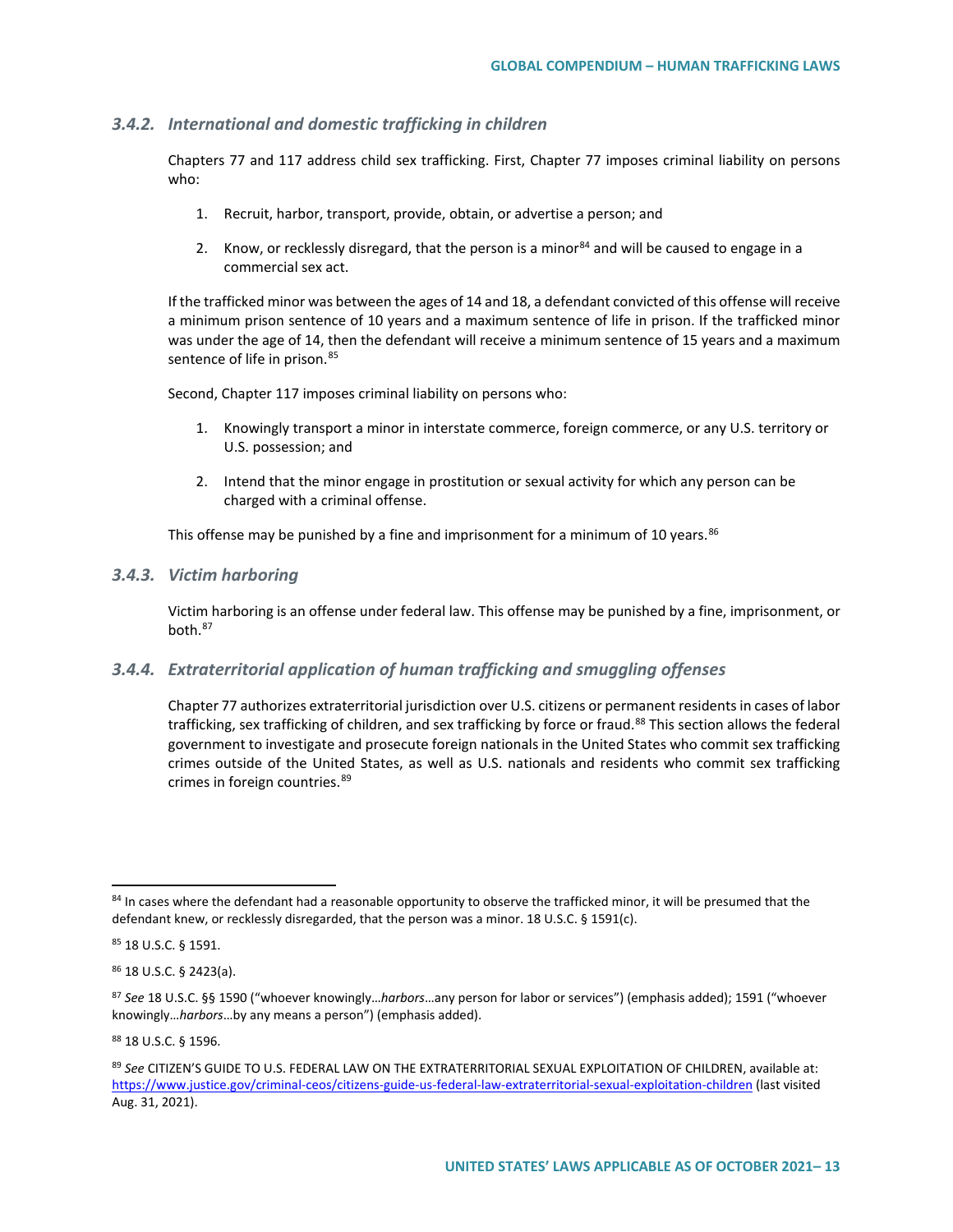### 3.4.2. *International and domestic trafficking in children*

Chapters 77 and 117 address child sex trafficking. First, Chapter 77 imposes criminal liability on persons who:

1. Recruit, harbor, transport, provide, obtain, or advertise a person; and
2. Know, or recklessly disregard, that the person is a minor[84] and will be caused to engage in a commercial sex act.

If the trafficked minor was between the ages of 14 and 18, a defendant convicted of this offense will receive a minimum prison sentence of 10 years and a maximum sentence of life in prison. If the trafficked minor was under the age of 14, then the defendant will receive a minimum sentence of 15 years and a maximum sentence of life in prison.[85]

Second, Chapter 117 imposes criminal liability on persons who:

1. Knowingly transport a minor in interstate commerce, foreign commerce, or any U.S. territory or U.S. possession; and
2. Intend that the minor engage in prostitution or sexual activity for which any person can be charged with a criminal offense.

This offense may be punished by a fine and imprisonment for a minimum of 10 years.[86]

### 3.4.3. *Victim harboring*

Victim harboring is an offense under federal law. This offense may be punished by a fine, imprisonment, or both.[87]

### 3.4.4. *Extraterritorial application of human trafficking and smuggling offenses*

Chapter 77 authorizes extraterritorial jurisdiction over U.S. citizens or permanent residents in cases of labor trafficking, sex trafficking of children, and sex trafficking by force or fraud.[88] This section allows the federal government to investigate and prosecute foreign nationals in the United States who commit sex trafficking crimes outside of the United States, as well as U.S. nationals and residents who commit sex trafficking crimes in foreign countries.[89]

---

[84] In cases where the defendant had a reasonable opportunity to observe the trafficked minor, it will be presumed that the defendant knew, or recklessly disregarded, that the person was a minor. 18 U.S.C. § 1591(c).

[85] 18 U.S.C. § 1591.

[86] 18 U.S.C. § 2423(a).

[87] *See* 18 U.S.C. §§ 1590 ("whoever knowingly…*harbors*…any person for labor or services") (emphasis added); 1591 ("whoever knowingly…*harbors*…by any means a person") (emphasis added).

[88] 18 U.S.C. § 1596.

[89] *See* CITIZEN'S GUIDE TO U.S. FEDERAL LAW ON THE EXTRATERRITORIAL SEXUAL EXPLOITATION OF CHILDREN, available at: https://www.justice.gov/criminal-ceos/citizens-guide-us-federal-law-extraterritorial-sexual-exploitation-children (last visited Aug. 31, 2021).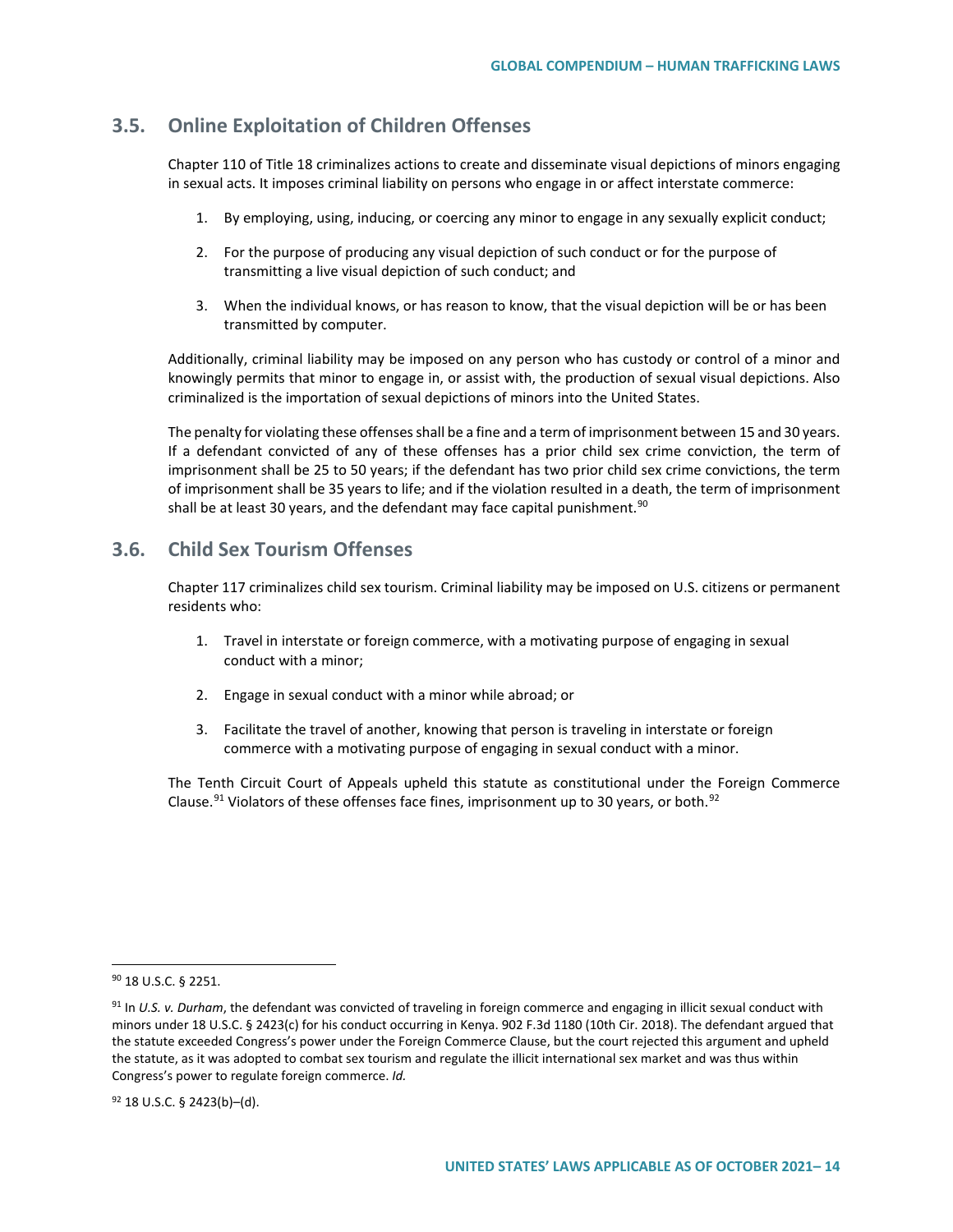## 3.5. Online Exploitation of Children Offenses

Chapter 110 of Title 18 criminalizes actions to create and disseminate visual depictions of minors engaging in sexual acts. It imposes criminal liability on persons who engage in or affect interstate commerce:

1. By employing, using, inducing, or coercing any minor to engage in any sexually explicit conduct;
2. For the purpose of producing any visual depiction of such conduct or for the purpose of transmitting a live visual depiction of such conduct; and
3. When the individual knows, or has reason to know, that the visual depiction will be or has been transmitted by computer.

Additionally, criminal liability may be imposed on any person who has custody or control of a minor and knowingly permits that minor to engage in, or assist with, the production of sexual visual depictions. Also criminalized is the importation of sexual depictions of minors into the United States.

The penalty for violating these offenses shall be a fine and a term of imprisonment between 15 and 30 years. If a defendant convicted of any of these offenses has a prior child sex crime conviction, the term of imprisonment shall be 25 to 50 years; if the defendant has two prior child sex crime convictions, the term of imprisonment shall be 35 years to life; and if the violation resulted in a death, the term of imprisonment shall be at least 30 years, and the defendant may face capital punishment.[90]

## 3.6. Child Sex Tourism Offenses

Chapter 117 criminalizes child sex tourism. Criminal liability may be imposed on U.S. citizens or permanent residents who:

1. Travel in interstate or foreign commerce, with a motivating purpose of engaging in sexual conduct with a minor;
2. Engage in sexual conduct with a minor while abroad; or
3. Facilitate the travel of another, knowing that person is traveling in interstate or foreign commerce with a motivating purpose of engaging in sexual conduct with a minor.

The Tenth Circuit Court of Appeals upheld this statute as constitutional under the Foreign Commerce Clause.[91] Violators of these offenses face fines, imprisonment up to 30 years, or both.[92]

---

[90] 18 U.S.C. § 2251.

[91] In *U.S. v. Durham*, the defendant was convicted of traveling in foreign commerce and engaging in illicit sexual conduct with minors under 18 U.S.C. § 2423(c) for his conduct occurring in Kenya. 902 F.3d 1180 (10th Cir. 2018). The defendant argued that the statute exceeded Congress's power under the Foreign Commerce Clause, but the court rejected this argument and upheld the statute, as it was adopted to combat sex tourism and regulate the illicit international sex market and was thus within Congress's power to regulate foreign commerce. *Id.*

[92] 18 U.S.C. § 2423(b)–(d).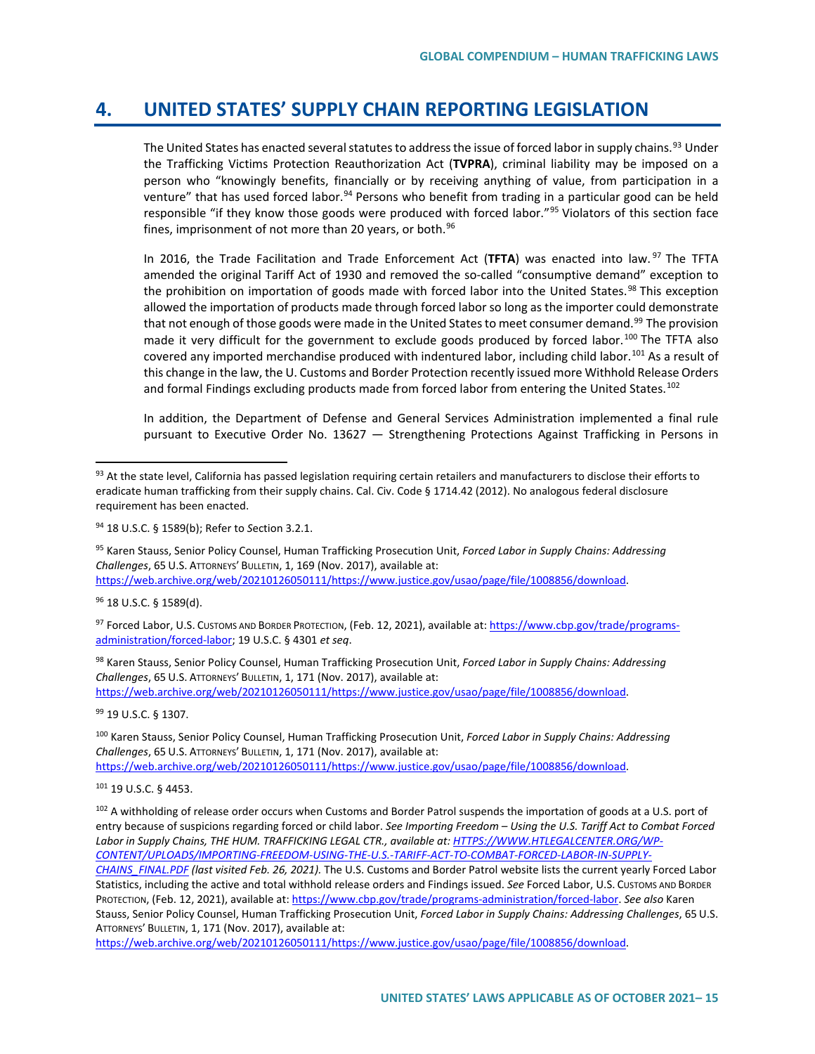# 4. UNITED STATES' SUPPLY CHAIN REPORTING LEGISLATION

The United States has enacted several statutes to address the issue of forced labor in supply chains.[93] Under the Trafficking Victims Protection Reauthorization Act (**TVPRA**), criminal liability may be imposed on a person who "knowingly benefits, financially or by receiving anything of value, from participation in a venture" that has used forced labor.[94] Persons who benefit from trading in a particular good can be held responsible "if they know those goods were produced with forced labor."[95] Violators of this section face fines, imprisonment of not more than 20 years, or both.[96]

In 2016, the Trade Facilitation and Trade Enforcement Act (**TFTA**) was enacted into law.[97] The TFTA amended the original Tariff Act of 1930 and removed the so-called "consumptive demand" exception to the prohibition on importation of goods made with forced labor into the United States.[98] This exception allowed the importation of products made through forced labor so long as the importer could demonstrate that not enough of those goods were made in the United States to meet consumer demand.[99] The provision made it very difficult for the government to exclude goods produced by forced labor.[100] The TFTA also covered any imported merchandise produced with indentured labor, including child labor.[101] As a result of this change in the law, the U. Customs and Border Protection recently issued more Withhold Release Orders and formal Findings excluding products made from forced labor from entering the United States.[102]

In addition, the Department of Defense and General Services Administration implemented a final rule pursuant to Executive Order No. 13627 — Strengthening Protections Against Trafficking in Persons in

---

[93] At the state level, California has passed legislation requiring certain retailers and manufacturers to disclose their efforts to eradicate human trafficking from their supply chains. Cal. Civ. Code § 1714.42 (2012). No analogous federal disclosure requirement has been enacted.

[94] 18 U.S.C. § 1589(b); Refer to *S*ection 3.2.1.

[95] Karen Stauss, Senior Policy Counsel, Human Trafficking Prosecution Unit, *Forced Labor in Supply Chains: Addressing Challenges*, 65 U.S. ATTORNEYS' BULLETIN, 1, 169 (Nov. 2017), available at: https://web.archive.org/web/20210126050111/https://www.justice.gov/usao/page/file/1008856/download.

[96] 18 U.S.C. § 1589(d).

[97] Forced Labor, U.S. CUSTOMS AND BORDER PROTECTION, (Feb. 12, 2021), available at: https://www.cbp.gov/trade/programs-administration/forced-labor; 19 U.S.C. § 4301 *et seq*.

[98] Karen Stauss, Senior Policy Counsel, Human Trafficking Prosecution Unit, *Forced Labor in Supply Chains: Addressing Challenges*, 65 U.S. ATTORNEYS' BULLETIN, 1, 171 (Nov. 2017), available at: https://web.archive.org/web/20210126050111/https://www.justice.gov/usao/page/file/1008856/download.

[99] 19 U.S.C. § 1307.

[100] Karen Stauss, Senior Policy Counsel, Human Trafficking Prosecution Unit, *Forced Labor in Supply Chains: Addressing Challenges*, 65 U.S. ATTORNEYS' BULLETIN, 1, 171 (Nov. 2017), available at: https://web.archive.org/web/20210126050111/https://www.justice.gov/usao/page/file/1008856/download.

[101] 19 U.S.C. § 4453.

[102] A withholding of release order occurs when Customs and Border Patrol suspends the importation of goods at a U.S. port of entry because of suspicions regarding forced or child labor. *See Importing Freedom – Using the U.S. Tariff Act to Combat Forced Labor in Supply Chains, THE HUM. TRAFFICKING LEGAL CTR., available at: HTTPS://WWW.HTLEGALCENTER.ORG/WP-CONTENT/UPLOADS/IMPORTING-FREEDOM-USING-THE-U.S.-TARIFF-ACT-TO-COMBAT-FORCED-LABOR-IN-SUPPLY-CHAINS_FINAL.PDF (last visited Feb. 26, 2021).* The U.S. Customs and Border Patrol website lists the current yearly Forced Labor Statistics, including the active and total withhold release orders and Findings issued. *See* Forced Labor, U.S. CUSTOMS AND BORDER PROTECTION, (Feb. 12, 2021), available at: https://www.cbp.gov/trade/programs-administration/forced-labor. *See also* Karen Stauss, Senior Policy Counsel, Human Trafficking Prosecution Unit, *Forced Labor in Supply Chains: Addressing Challenges*, 65 U.S. ATTORNEYS' BULLETIN, 1, 171 (Nov. 2017), available at: https://web.archive.org/web/20210126050111/https://www.justice.gov/usao/page/file/1008856/download.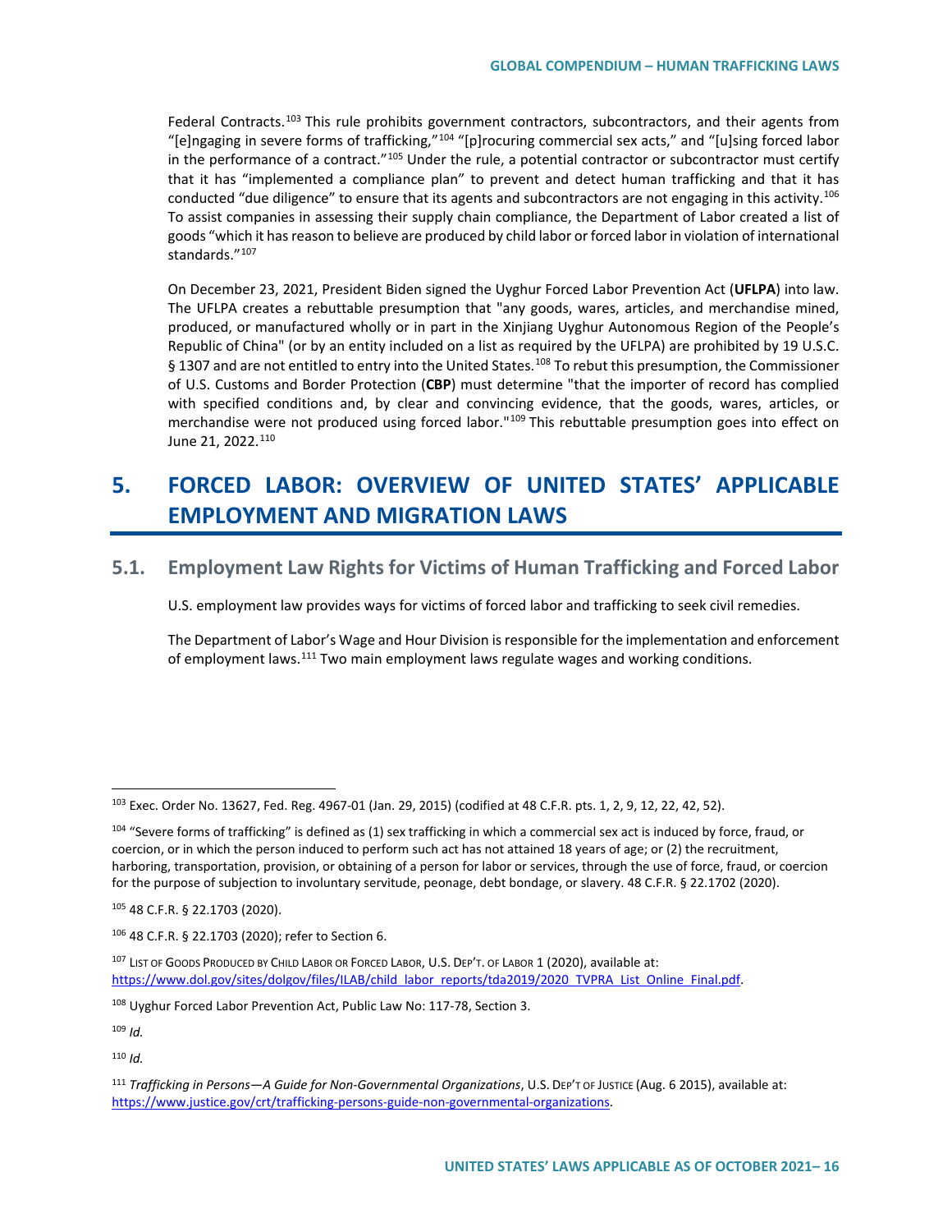Federal Contracts.[103] This rule prohibits government contractors, subcontractors, and their agents from "[e]ngaging in severe forms of trafficking,"[104] "[p]rocuring commercial sex acts," and "[u]sing forced labor in the performance of a contract."[105] Under the rule, a potential contractor or subcontractor must certify that it has "implemented a compliance plan" to prevent and detect human trafficking and that it has conducted "due diligence" to ensure that its agents and subcontractors are not engaging in this activity.[106] To assist companies in assessing their supply chain compliance, the Department of Labor created a list of goods "which it has reason to believe are produced by child labor or forced labor in violation of international standards."[107]

On December 23, 2021, President Biden signed the Uyghur Forced Labor Prevention Act (**UFLPA**) into law. The UFLPA creates a rebuttable presumption that "any goods, wares, articles, and merchandise mined, produced, or manufactured wholly or in part in the Xinjiang Uyghur Autonomous Region of the People's Republic of China" (or by an entity included on a list as required by the UFLPA) are prohibited by 19 U.S.C. § 1307 and are not entitled to entry into the United States.[108] To rebut this presumption, the Commissioner of U.S. Customs and Border Protection (**CBP**) must determine "that the importer of record has complied with specified conditions and, by clear and convincing evidence, that the goods, wares, articles, or merchandise were not produced using forced labor."[109] This rebuttable presumption goes into effect on June 21, 2022.[110]

# 5. FORCED LABOR: OVERVIEW OF UNITED STATES' APPLICABLE EMPLOYMENT AND MIGRATION LAWS

## 5.1. Employment Law Rights for Victims of Human Trafficking and Forced Labor

U.S. employment law provides ways for victims of forced labor and trafficking to seek civil remedies.

The Department of Labor's Wage and Hour Division is responsible for the implementation and enforcement of employment laws.[111] Two main employment laws regulate wages and working conditions.

---

[103] Exec. Order No. 13627, Fed. Reg. 4967-01 (Jan. 29, 2015) (codified at 48 C.F.R. pts. 1, 2, 9, 12, 22, 42, 52).

[104] "Severe forms of trafficking" is defined as (1) sex trafficking in which a commercial sex act is induced by force, fraud, or coercion, or in which the person induced to perform such act has not attained 18 years of age; or (2) the recruitment, harboring, transportation, provision, or obtaining of a person for labor or services, through the use of force, fraud, or coercion for the purpose of subjection to involuntary servitude, peonage, debt bondage, or slavery. 48 C.F.R. § 22.1702 (2020).

[105] 48 C.F.R. § 22.1703 (2020).

[106] 48 C.F.R. § 22.1703 (2020); refer to Section 6.

[107] LIST OF GOODS PRODUCED BY CHILD LABOR OR FORCED LABOR, U.S. DEP'T. OF LABOR 1 (2020), available at: https://www.dol.gov/sites/dolgov/files/ILAB/child_labor_reports/tda2019/2020_TVPRA_List_Online_Final.pdf.

[108] Uyghur Forced Labor Prevention Act, Public Law No: 117-78, Section 3.

[109] *Id.*

[110] *Id.*

[111] *Trafficking in Persons—A Guide for Non-Governmental Organizations*, U.S. DEP'T OF JUSTICE (Aug. 6 2015), available at: https://www.justice.gov/crt/trafficking-persons-guide-non-governmental-organizations.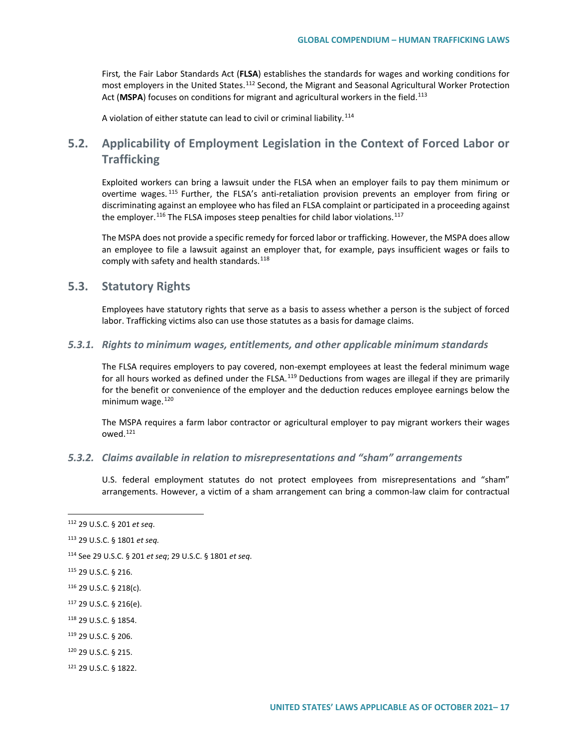First, the Fair Labor Standards Act (**FLSA**) establishes the standards for wages and working conditions for most employers in the United States.[112] Second, the Migrant and Seasonal Agricultural Worker Protection Act (**MSPA**) focuses on conditions for migrant and agricultural workers in the field.[113]

A violation of either statute can lead to civil or criminal liability.[114]

## 5.2. Applicability of Employment Legislation in the Context of Forced Labor or Trafficking

Exploited workers can bring a lawsuit under the FLSA when an employer fails to pay them minimum or overtime wages.[115] Further, the FLSA's anti-retaliation provision prevents an employer from firing or discriminating against an employee who has filed an FLSA complaint or participated in a proceeding against the employer.[116] The FLSA imposes steep penalties for child labor violations.[117]

The MSPA does not provide a specific remedy for forced labor or trafficking. However, the MSPA does allow an employee to file a lawsuit against an employer that, for example, pays insufficient wages or fails to comply with safety and health standards.[118]

## 5.3. Statutory Rights

Employees have statutory rights that serve as a basis to assess whether a person is the subject of forced labor. Trafficking victims also can use those statutes as a basis for damage claims.

### *5.3.1. Rights to minimum wages, entitlements, and other applicable minimum standards*

The FLSA requires employers to pay covered, non-exempt employees at least the federal minimum wage for all hours worked as defined under the FLSA.[119] Deductions from wages are illegal if they are primarily for the benefit or convenience of the employer and the deduction reduces employee earnings below the minimum wage.[120]

The MSPA requires a farm labor contractor or agricultural employer to pay migrant workers their wages owed.[121]

### *5.3.2. Claims available in relation to misrepresentations and "sham" arrangements*

U.S. federal employment statutes do not protect employees from misrepresentations and "sham" arrangements. However, a victim of a sham arrangement can bring a common-law claim for contractual

---

[112] 29 U.S.C. § 201 *et seq*.

[113] 29 U.S.C. § 1801 *et seq.*

[114] See 29 U.S.C. § 201 *et seq*; 29 U.S.C. § 1801 *et seq*.

[115] 29 U.S.C. § 216.

[116] 29 U.S.C. § 218(c).

[117] 29 U.S.C. § 216(e).

[118] 29 U.S.C. § 1854.

[119] 29 U.S.C. § 206.

[120] 29 U.S.C. § 215.

[121] 29 U.S.C. § 1822.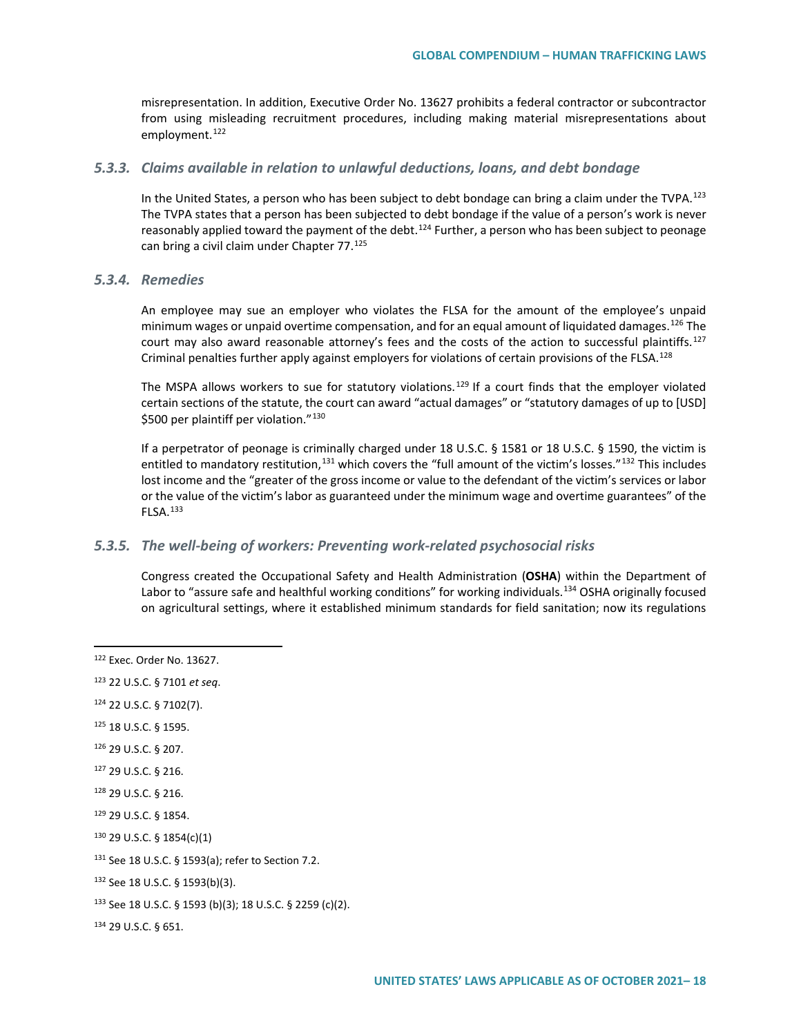misrepresentation. In addition, Executive Order No. 13627 prohibits a federal contractor or subcontractor from using misleading recruitment procedures, including making material misrepresentations about employment.[122]

### *5.3.3. Claims available in relation to unlawful deductions, loans, and debt bondage*

In the United States, a person who has been subject to debt bondage can bring a claim under the TVPA.[123] The TVPA states that a person has been subjected to debt bondage if the value of a person's work is never reasonably applied toward the payment of the debt.[124] Further, a person who has been subject to peonage can bring a civil claim under Chapter 77.[125]

### *5.3.4. Remedies*

An employee may sue an employer who violates the FLSA for the amount of the employee's unpaid minimum wages or unpaid overtime compensation, and for an equal amount of liquidated damages.[126] The court may also award reasonable attorney's fees and the costs of the action to successful plaintiffs.[127] Criminal penalties further apply against employers for violations of certain provisions of the FLSA.[128]

The MSPA allows workers to sue for statutory violations.[129] If a court finds that the employer violated certain sections of the statute, the court can award "actual damages" or "statutory damages of up to [USD] $500 per plaintiff per violation."[130]

If a perpetrator of peonage is criminally charged under 18 U.S.C. § 1581 or 18 U.S.C. § 1590, the victim is entitled to mandatory restitution,[131] which covers the "full amount of the victim's losses."[132] This includes lost income and the "greater of the gross income or value to the defendant of the victim's services or labor or the value of the victim's labor as guaranteed under the minimum wage and overtime guarantees" of the FLSA.[133]

### *5.3.5. The well-being of workers: Preventing work-related psychosocial risks*

Congress created the Occupational Safety and Health Administration (**OSHA**) within the Department of Labor to "assure safe and healthful working conditions" for working individuals.[134] OSHA originally focused on agricultural settings, where it established minimum standards for field sanitation; now its regulations

---

[122] Exec. Order No. 13627.

[123] 22 U.S.C. § 7101 *et seq*.

[124] 22 U.S.C. § 7102(7).

[125] 18 U.S.C. § 1595.

[126] 29 U.S.C. § 207.

[127] 29 U.S.C. § 216.

[128] 29 U.S.C. § 216.

[129] 29 U.S.C. § 1854.

[130] 29 U.S.C. § 1854(c)(1)

[131] See 18 U.S.C. § 1593(a); refer to Section 7.2.

[132] See 18 U.S.C. § 1593(b)(3).

[133] See 18 U.S.C. § 1593 (b)(3); 18 U.S.C. § 2259 (c)(2).

[134] 29 U.S.C. § 651.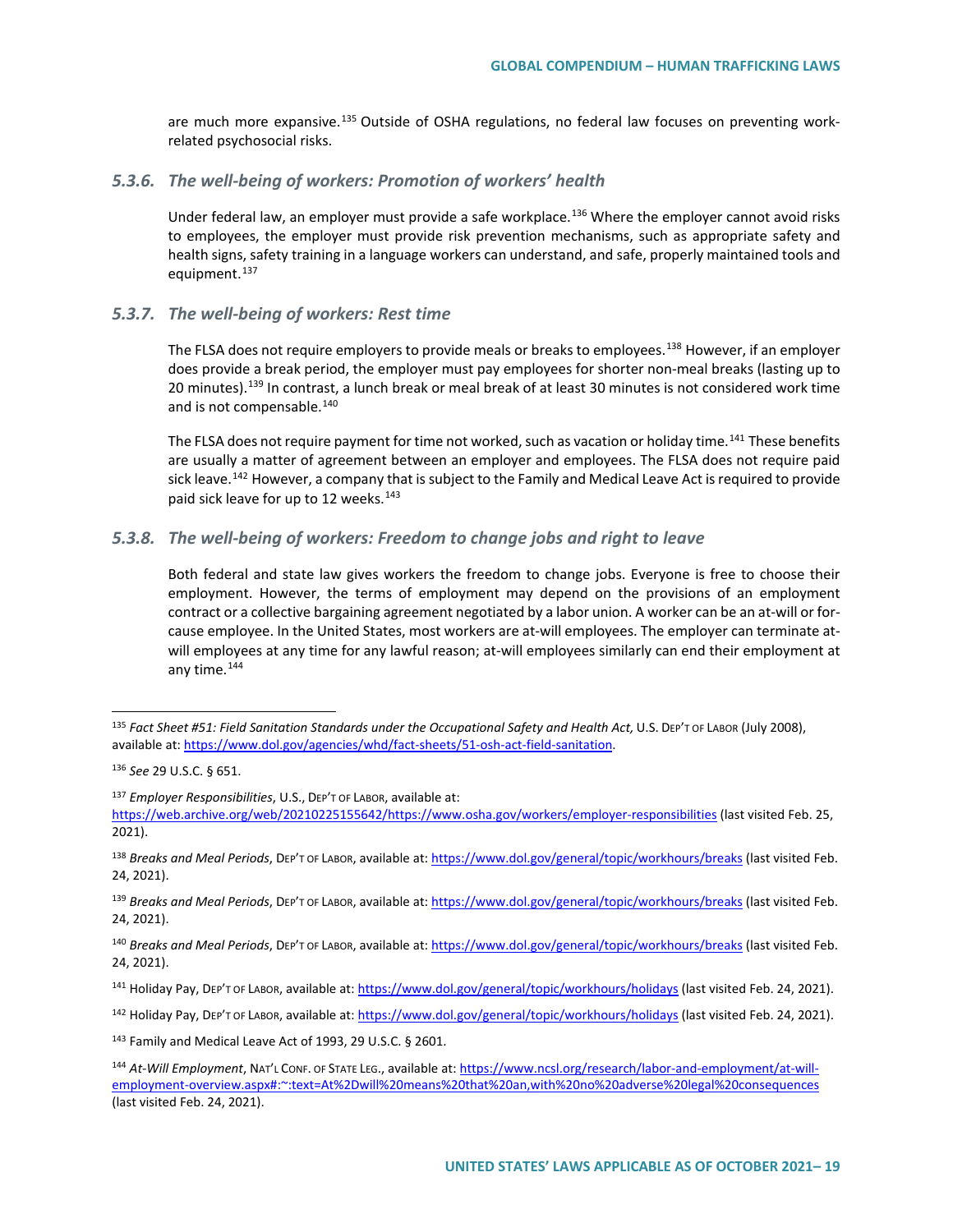are much more expansive.[135] Outside of OSHA regulations, no federal law focuses on preventing work-related psychosocial risks.

### *5.3.6. The well-being of workers: Promotion of workers' health*

Under federal law, an employer must provide a safe workplace.[136] Where the employer cannot avoid risks to employees, the employer must provide risk prevention mechanisms, such as appropriate safety and health signs, safety training in a language workers can understand, and safe, properly maintained tools and equipment.[137]

### *5.3.7. The well-being of workers: Rest time*

The FLSA does not require employers to provide meals or breaks to employees.[138] However, if an employer does provide a break period, the employer must pay employees for shorter non-meal breaks (lasting up to 20 minutes).[139] In contrast, a lunch break or meal break of at least 30 minutes is not considered work time and is not compensable.[140]

The FLSA does not require payment for time not worked, such as vacation or holiday time.[141] These benefits are usually a matter of agreement between an employer and employees. The FLSA does not require paid sick leave.[142] However, a company that is subject to the Family and Medical Leave Act is required to provide paid sick leave for up to 12 weeks.[143]

### *5.3.8. The well-being of workers: Freedom to change jobs and right to leave*

Both federal and state law gives workers the freedom to change jobs. Everyone is free to choose their employment. However, the terms of employment may depend on the provisions of an employment contract or a collective bargaining agreement negotiated by a labor union. A worker can be an at-will or for-cause employee. In the United States, most workers are at-will employees. The employer can terminate at-will employees at any time for any lawful reason; at-will employees similarly can end their employment at any time.[144]

---

[135] *Fact Sheet #51: Field Sanitation Standards under the Occupational Safety and Health Act,* U.S. DEP'T OF LABOR (July 2008), available at: https://www.dol.gov/agencies/whd/fact-sheets/51-osh-act-field-sanitation.

[136] *See* 29 U.S.C. § 651.

[137] *Employer Responsibilities*, U.S., DEP'T OF LABOR, available at: https://web.archive.org/web/20210225155642/https://www.osha.gov/workers/employer-responsibilities (last visited Feb. 25, 2021).

[138] *Breaks and Meal Periods*, DEP'T OF LABOR, available at: https://www.dol.gov/general/topic/workhours/breaks (last visited Feb. 24, 2021).

[139] *Breaks and Meal Periods*, DEP'T OF LABOR, available at: https://www.dol.gov/general/topic/workhours/breaks (last visited Feb. 24, 2021).

[140] *Breaks and Meal Periods*, DEP'T OF LABOR, available at: https://www.dol.gov/general/topic/workhours/breaks (last visited Feb. 24, 2021).

[141] Holiday Pay, DEP'T OF LABOR, available at: https://www.dol.gov/general/topic/workhours/holidays (last visited Feb. 24, 2021).

[142] Holiday Pay, DEP'T OF LABOR, available at: https://www.dol.gov/general/topic/workhours/holidays (last visited Feb. 24, 2021).

[143] Family and Medical Leave Act of 1993, 29 U.S.C. § 2601.

[144] *At-Will Employment*, NAT'L CONF. OF STATE LEG., available at: https://www.ncsl.org/research/labor-and-employment/at-will-employment-overview.aspx#:~:text=At%2Dwill%20means%20that%20an,with%20no%20adverse%20legal%20consequences (last visited Feb. 24, 2021).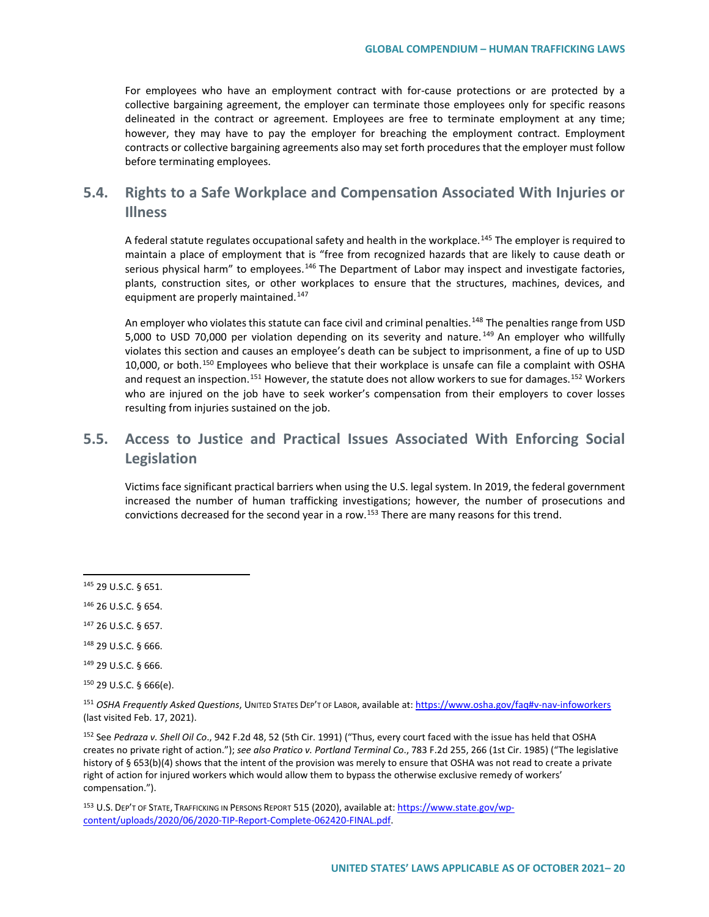For employees who have an employment contract with for-cause protections or are protected by a collective bargaining agreement, the employer can terminate those employees only for specific reasons delineated in the contract or agreement. Employees are free to terminate employment at any time; however, they may have to pay the employer for breaching the employment contract. Employment contracts or collective bargaining agreements also may set forth procedures that the employer must follow before terminating employees.

## 5.4. Rights to a Safe Workplace and Compensation Associated With Injuries or Illness

A federal statute regulates occupational safety and health in the workplace.[145] The employer is required to maintain a place of employment that is "free from recognized hazards that are likely to cause death or serious physical harm" to employees.[146] The Department of Labor may inspect and investigate factories, plants, construction sites, or other workplaces to ensure that the structures, machines, devices, and equipment are properly maintained.[147]

An employer who violates this statute can face civil and criminal penalties.[148] The penalties range from USD 5,000 to USD 70,000 per violation depending on its severity and nature.[149] An employer who willfully violates this section and causes an employee's death can be subject to imprisonment, a fine of up to USD 10,000, or both.[150] Employees who believe that their workplace is unsafe can file a complaint with OSHA and request an inspection.[151] However, the statute does not allow workers to sue for damages.[152] Workers who are injured on the job have to seek worker's compensation from their employers to cover losses resulting from injuries sustained on the job.

## 5.5. Access to Justice and Practical Issues Associated With Enforcing Social Legislation

Victims face significant practical barriers when using the U.S. legal system. In 2019, the federal government increased the number of human trafficking investigations; however, the number of prosecutions and convictions decreased for the second year in a row.[153] There are many reasons for this trend.

---

[145] 29 U.S.C. § 651.

[146] 26 U.S.C. § 654.

[147] 26 U.S.C. § 657.

[148] 29 U.S.C. § 666.

[149] 29 U.S.C. § 666.

[150] 29 U.S.C. § 666(e).

[151] *OSHA Frequently Asked Questions*, UNITED STATES DEP'T OF LABOR, available at: https://www.osha.gov/faq#v-nav-infoworkers (last visited Feb. 17, 2021).

[152] See *Pedraza v. Shell Oil Co*., 942 F.2d 48, 52 (5th Cir. 1991) ("Thus, every court faced with the issue has held that OSHA creates no private right of action."); *see also Pratico v. Portland Terminal Co*., 783 F.2d 255, 266 (1st Cir. 1985) ("The legislative history of § 653(b)(4) shows that the intent of the provision was merely to ensure that OSHA was not read to create a private right of action for injured workers which would allow them to bypass the otherwise exclusive remedy of workers' compensation.").

[153] U.S. DEP'T OF STATE, TRAFFICKING IN PERSONS REPORT 515 (2020), available at: https://www.state.gov/wp-content/uploads/2020/06/2020-TIP-Report-Complete-062420-FINAL.pdf.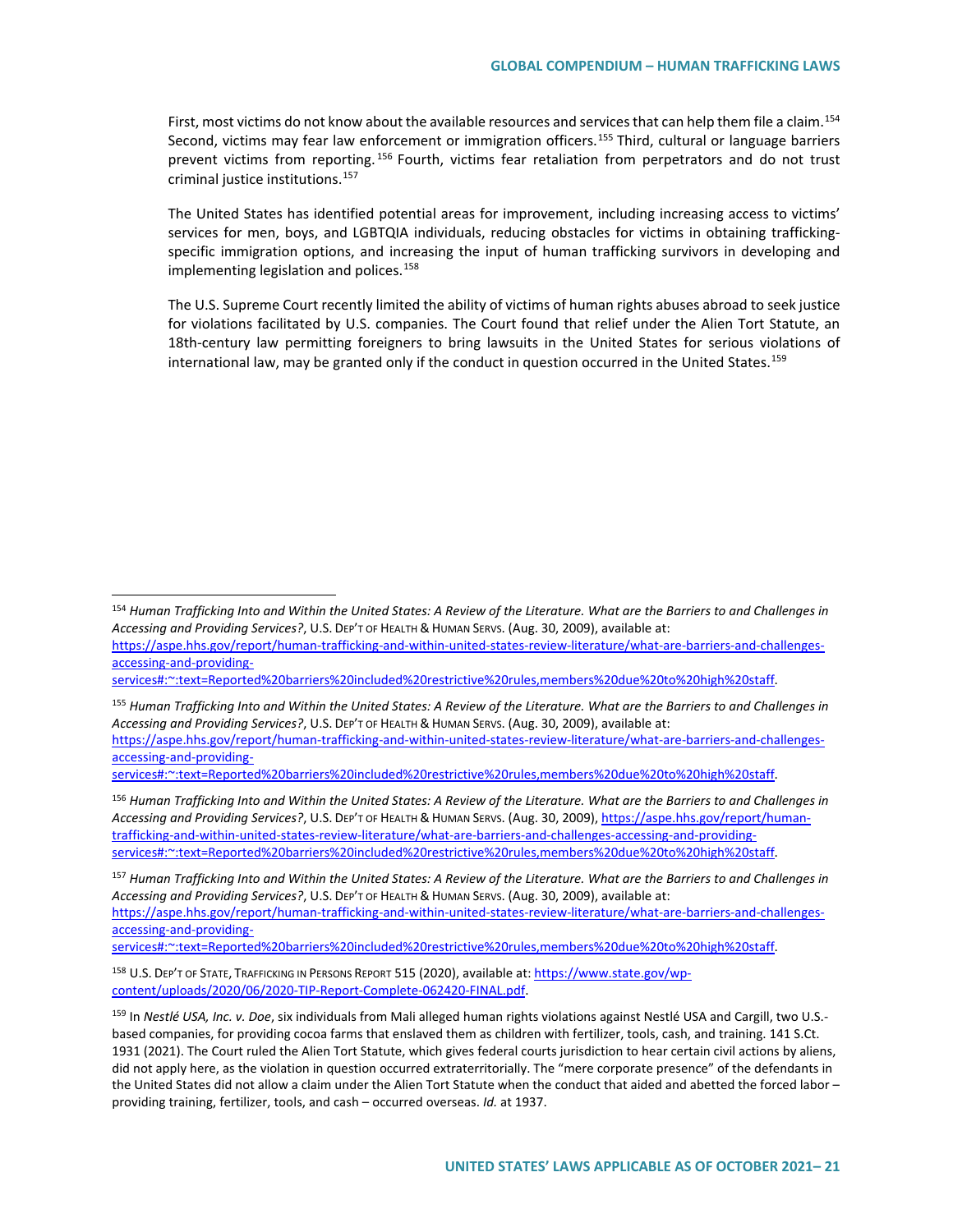First, most victims do not know about the available resources and services that can help them file a claim.[154] Second, victims may fear law enforcement or immigration officers.[155] Third, cultural or language barriers prevent victims from reporting.[156] Fourth, victims fear retaliation from perpetrators and do not trust criminal justice institutions.[157]

The United States has identified potential areas for improvement, including increasing access to victims' services for men, boys, and LGBTQIA individuals, reducing obstacles for victims in obtaining trafficking-specific immigration options, and increasing the input of human trafficking survivors in developing and implementing legislation and polices.[158]

The U.S. Supreme Court recently limited the ability of victims of human rights abuses abroad to seek justice for violations facilitated by U.S. companies. The Court found that relief under the Alien Tort Statute, an 18th-century law permitting foreigners to bring lawsuits in the United States for serious violations of international law, may be granted only if the conduct in question occurred in the United States.[159]

---

[154] *Human Trafficking Into and Within the United States: A Review of the Literature. What are the Barriers to and Challenges in Accessing and Providing Services?*, U.S. DEP'T OF HEALTH & HUMAN SERVS. (Aug. 30, 2009), available at: https://aspe.hhs.gov/report/human-trafficking-and-within-united-states-review-literature/what-are-barriers-and-challenges-accessing-and-providing-services#:~:text=Reported%20barriers%20included%20restrictive%20rules,members%20due%20to%20high%20staff.

[155] *Human Trafficking Into and Within the United States: A Review of the Literature. What are the Barriers to and Challenges in Accessing and Providing Services?*, U.S. DEP'T OF HEALTH & HUMAN SERVS. (Aug. 30, 2009), available at: https://aspe.hhs.gov/report/human-trafficking-and-within-united-states-review-literature/what-are-barriers-and-challenges-accessing-and-providing-services#:~:text=Reported%20barriers%20included%20restrictive%20rules,members%20due%20to%20high%20staff.

[156] *Human Trafficking Into and Within the United States: A Review of the Literature. What are the Barriers to and Challenges in Accessing and Providing Services?*, U.S. DEP'T OF HEALTH & HUMAN SERVS. (Aug. 30, 2009), https://aspe.hhs.gov/report/human-trafficking-and-within-united-states-review-literature/what-are-barriers-and-challenges-accessing-and-providing-services#:~:text=Reported%20barriers%20included%20restrictive%20rules,members%20due%20to%20high%20staff.

[157] *Human Trafficking Into and Within the United States: A Review of the Literature. What are the Barriers to and Challenges in Accessing and Providing Services?*, U.S. DEP'T OF HEALTH & HUMAN SERVS. (Aug. 30, 2009), available at: https://aspe.hhs.gov/report/human-trafficking-and-within-united-states-review-literature/what-are-barriers-and-challenges-accessing-and-providing-services#:~:text=Reported%20barriers%20included%20restrictive%20rules,members%20due%20to%20high%20staff.

[158] U.S. DEP'T OF STATE, TRAFFICKING IN PERSONS REPORT 515 (2020), available at: https://www.state.gov/wp-content/uploads/2020/06/2020-TIP-Report-Complete-062420-FINAL.pdf.

[159] In *Nestlé USA, Inc. v. Doe*, six individuals from Mali alleged human rights violations against Nestlé USA and Cargill, two U.S.-based companies, for providing cocoa farms that enslaved them as children with fertilizer, tools, cash, and training. 141 S.Ct. 1931 (2021). The Court ruled the Alien Tort Statute, which gives federal courts jurisdiction to hear certain civil actions by aliens, did not apply here, as the violation in question occurred extraterritorially. The "mere corporate presence" of the defendants in the United States did not allow a claim under the Alien Tort Statute when the conduct that aided and abetted the forced labor – providing training, fertilizer, tools, and cash – occurred overseas. *Id.* at 1937.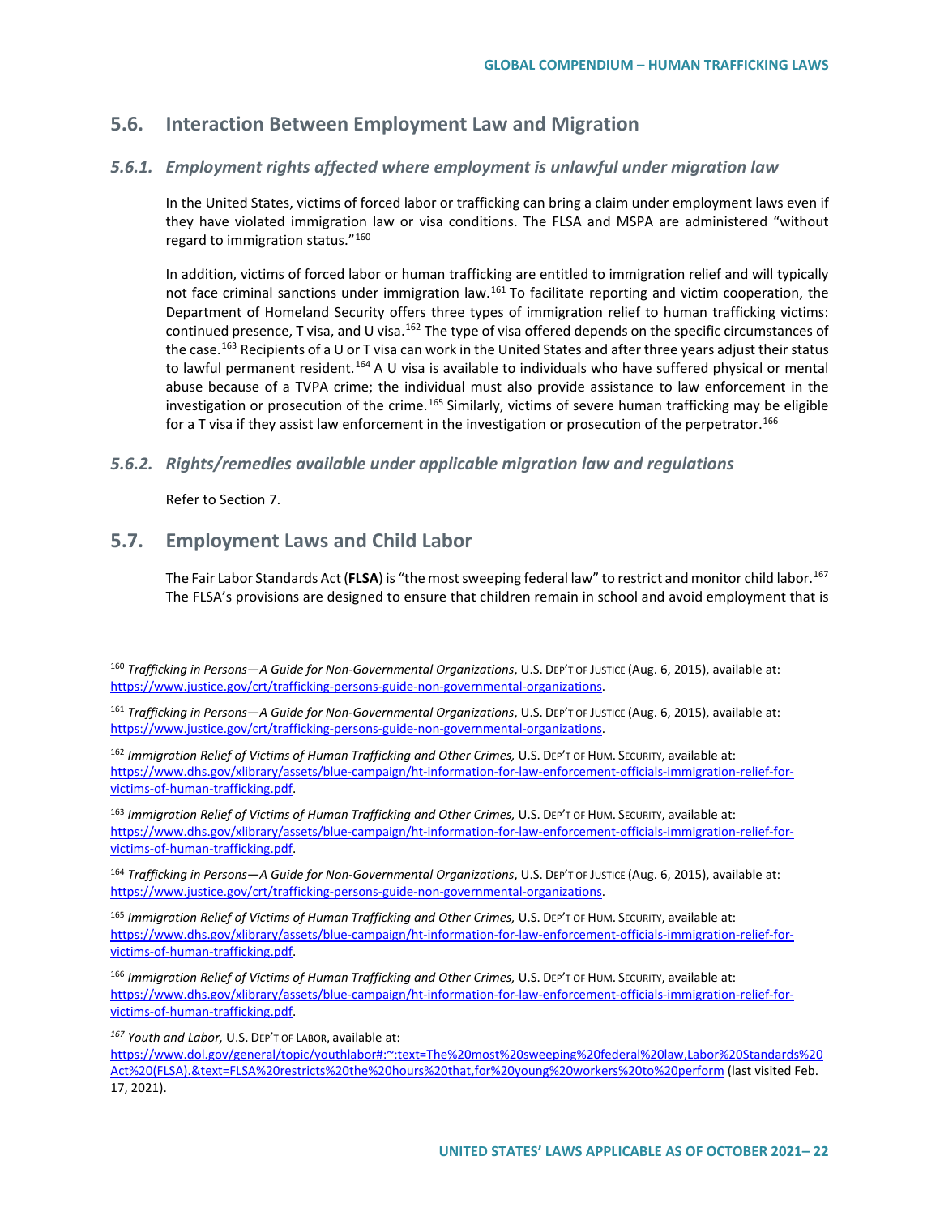## 5.6. Interaction Between Employment Law and Migration

### *5.6.1. Employment rights affected where employment is unlawful under migration law*

In the United States, victims of forced labor or trafficking can bring a claim under employment laws even if they have violated immigration law or visa conditions. The FLSA and MSPA are administered "without regard to immigration status."[160]

In addition, victims of forced labor or human trafficking are entitled to immigration relief and will typically not face criminal sanctions under immigration law.[161] To facilitate reporting and victim cooperation, the Department of Homeland Security offers three types of immigration relief to human trafficking victims: continued presence, T visa, and U visa.[162] The type of visa offered depends on the specific circumstances of the case.[163] Recipients of a U or T visa can work in the United States and after three years adjust their status to lawful permanent resident.[164] A U visa is available to individuals who have suffered physical or mental abuse because of a TVPA crime; the individual must also provide assistance to law enforcement in the investigation or prosecution of the crime.[165] Similarly, victims of severe human trafficking may be eligible for a T visa if they assist law enforcement in the investigation or prosecution of the perpetrator.[166]

### *5.6.2. Rights/remedies available under applicable migration law and regulations*

Refer to Section 7.

## 5.7. Employment Laws and Child Labor

The Fair Labor Standards Act (**FLSA**) is "the most sweeping federal law" to restrict and monitor child labor.[167] The FLSA's provisions are designed to ensure that children remain in school and avoid employment that is

---

[160] *Trafficking in Persons—A Guide for Non-Governmental Organizations*, U.S. DEP'T OF JUSTICE (Aug. 6, 2015), available at: https://www.justice.gov/crt/trafficking-persons-guide-non-governmental-organizations.

[161] *Trafficking in Persons—A Guide for Non-Governmental Organizations*, U.S. DEP'T OF JUSTICE (Aug. 6, 2015), available at: https://www.justice.gov/crt/trafficking-persons-guide-non-governmental-organizations.

[162] *Immigration Relief of Victims of Human Trafficking and Other Crimes,* U.S. DEP'T OF HUM. SECURITY, available at: https://www.dhs.gov/xlibrary/assets/blue-campaign/ht-information-for-law-enforcement-officials-immigration-relief-for-victims-of-human-trafficking.pdf.

[163] *Immigration Relief of Victims of Human Trafficking and Other Crimes,* U.S. DEP'T OF HUM. SECURITY, available at: https://www.dhs.gov/xlibrary/assets/blue-campaign/ht-information-for-law-enforcement-officials-immigration-relief-for-victims-of-human-trafficking.pdf.

[164] *Trafficking in Persons—A Guide for Non-Governmental Organizations*, U.S. DEP'T OF JUSTICE (Aug. 6, 2015), available at: https://www.justice.gov/crt/trafficking-persons-guide-non-governmental-organizations.

[165] *Immigration Relief of Victims of Human Trafficking and Other Crimes,* U.S. DEP'T OF HUM. SECURITY, available at: https://www.dhs.gov/xlibrary/assets/blue-campaign/ht-information-for-law-enforcement-officials-immigration-relief-for-victims-of-human-trafficking.pdf.

[166] *Immigration Relief of Victims of Human Trafficking and Other Crimes,* U.S. DEP'T OF HUM. SECURITY, available at: https://www.dhs.gov/xlibrary/assets/blue-campaign/ht-information-for-law-enforcement-officials-immigration-relief-for-victims-of-human-trafficking.pdf.

[167] *Youth and Labor,* U.S. DEP'T OF LABOR, available at: https://www.dol.gov/general/topic/youthlabor#:~:text=The%20most%20sweeping%20federal%20law,Labor%20Standards%20Act%20(FLSA).&text=FLSA%20restricts%20the%20hours%20that,for%20young%20workers%20to%20perform (last visited Feb. 17, 2021).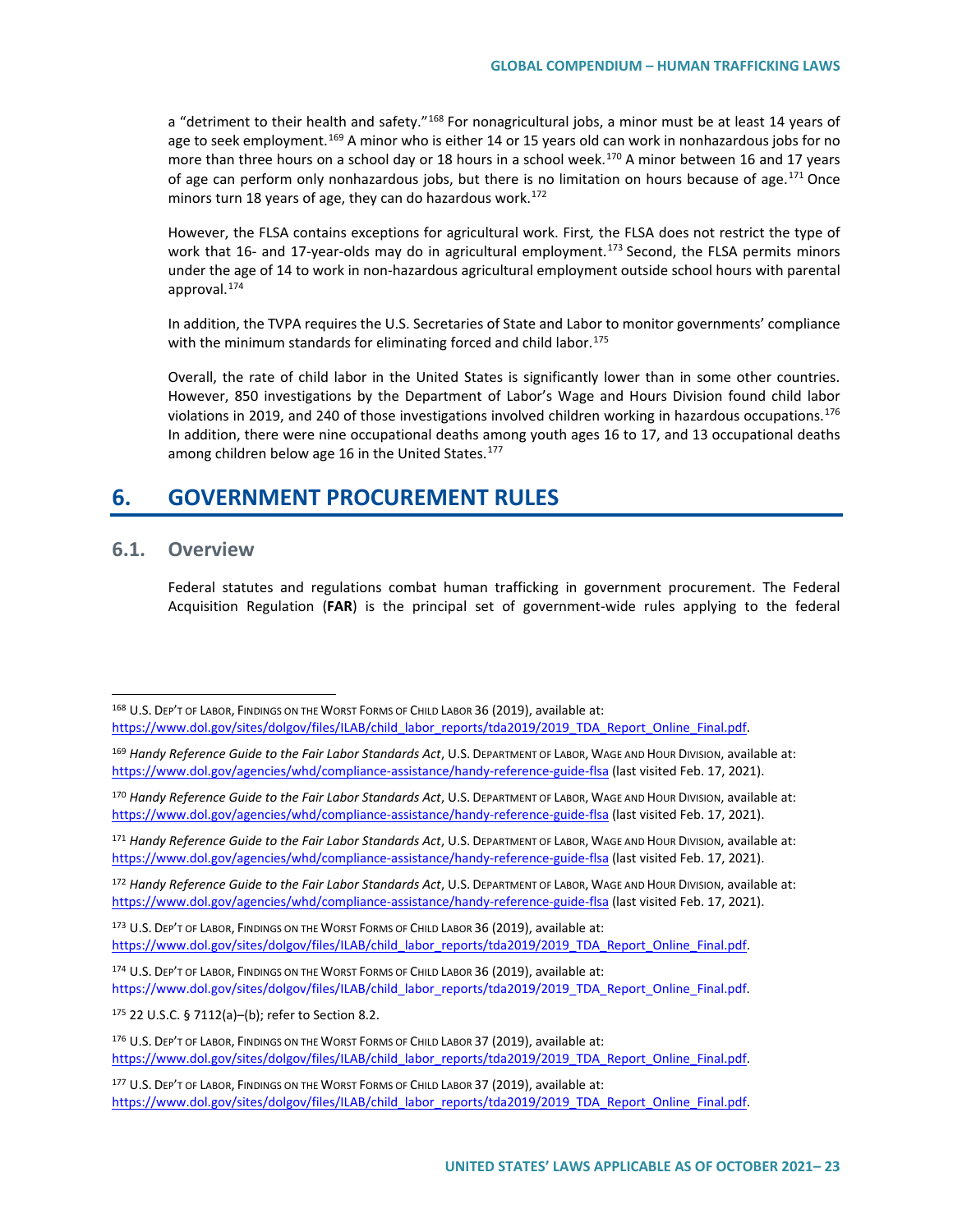a "detriment to their health and safety."[168] For nonagricultural jobs, a minor must be at least 14 years of age to seek employment.[169] A minor who is either 14 or 15 years old can work in nonhazardous jobs for no more than three hours on a school day or 18 hours in a school week.[170] A minor between 16 and 17 years of age can perform only nonhazardous jobs, but there is no limitation on hours because of age.[171] Once minors turn 18 years of age, they can do hazardous work.[172]

However, the FLSA contains exceptions for agricultural work. First, the FLSA does not restrict the type of work that 16- and 17-year-olds may do in agricultural employment.[173] Second, the FLSA permits minors under the age of 14 to work in non-hazardous agricultural employment outside school hours with parental approval.[174]

In addition, the TVPA requires the U.S. Secretaries of State and Labor to monitor governments' compliance with the minimum standards for eliminating forced and child labor.[175]

Overall, the rate of child labor in the United States is significantly lower than in some other countries. However, 850 investigations by the Department of Labor's Wage and Hours Division found child labor violations in 2019, and 240 of those investigations involved children working in hazardous occupations.[176] In addition, there were nine occupational deaths among youth ages 16 to 17, and 13 occupational deaths among children below age 16 in the United States.[177]

# 6. GOVERNMENT PROCUREMENT RULES

## 6.1. Overview

Federal statutes and regulations combat human trafficking in government procurement. The Federal Acquisition Regulation (**FAR**) is the principal set of government-wide rules applying to the federal

---

[168] U.S. DEP'T OF LABOR, FINDINGS ON THE WORST FORMS OF CHILD LABOR 36 (2019), available at: https://www.dol.gov/sites/dolgov/files/ILAB/child_labor_reports/tda2019/2019_TDA_Report_Online_Final.pdf.

[169] *Handy Reference Guide to the Fair Labor Standards Act*, U.S. DEPARTMENT OF LABOR, WAGE AND HOUR DIVISION, available at: https://www.dol.gov/agencies/whd/compliance-assistance/handy-reference-guide-flsa (last visited Feb. 17, 2021).

[170] *Handy Reference Guide to the Fair Labor Standards Act*, U.S. DEPARTMENT OF LABOR, WAGE AND HOUR DIVISION, available at: https://www.dol.gov/agencies/whd/compliance-assistance/handy-reference-guide-flsa (last visited Feb. 17, 2021).

[171] *Handy Reference Guide to the Fair Labor Standards Act*, U.S. DEPARTMENT OF LABOR, WAGE AND HOUR DIVISION, available at: https://www.dol.gov/agencies/whd/compliance-assistance/handy-reference-guide-flsa (last visited Feb. 17, 2021).

[172] *Handy Reference Guide to the Fair Labor Standards Act*, U.S. DEPARTMENT OF LABOR, WAGE AND HOUR DIVISION, available at: https://www.dol.gov/agencies/whd/compliance-assistance/handy-reference-guide-flsa (last visited Feb. 17, 2021).

[173] U.S. DEP'T OF LABOR, FINDINGS ON THE WORST FORMS OF CHILD LABOR 36 (2019), available at: https://www.dol.gov/sites/dolgov/files/ILAB/child_labor_reports/tda2019/2019_TDA_Report_Online_Final.pdf.

[174] U.S. DEP'T OF LABOR, FINDINGS ON THE WORST FORMS OF CHILD LABOR 36 (2019), available at: https://www.dol.gov/sites/dolgov/files/ILAB/child_labor_reports/tda2019/2019_TDA_Report_Online_Final.pdf.

[175] 22 U.S.C. § 7112(a)–(b); refer to Section 8.2.

[176] U.S. DEP'T OF LABOR, FINDINGS ON THE WORST FORMS OF CHILD LABOR 37 (2019), available at: https://www.dol.gov/sites/dolgov/files/ILAB/child_labor_reports/tda2019/2019_TDA_Report_Online_Final.pdf.

[177] U.S. DEP'T OF LABOR, FINDINGS ON THE WORST FORMS OF CHILD LABOR 37 (2019), available at: https://www.dol.gov/sites/dolgov/files/ILAB/child_labor_reports/tda2019/2019_TDA_Report_Online_Final.pdf.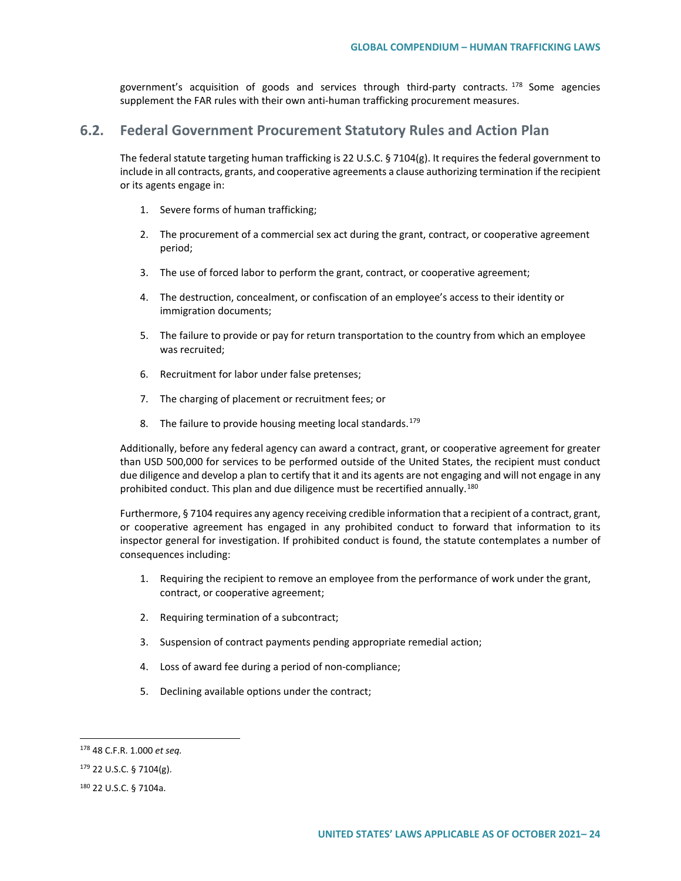government's acquisition of goods and services through third-party contracts.[178] Some agencies supplement the FAR rules with their own anti-human trafficking procurement measures.

## 6.2. Federal Government Procurement Statutory Rules and Action Plan

The federal statute targeting human trafficking is 22 U.S.C. § 7104(g). It requires the federal government to include in all contracts, grants, and cooperative agreements a clause authorizing termination if the recipient or its agents engage in:

1. Severe forms of human trafficking;
2. The procurement of a commercial sex act during the grant, contract, or cooperative agreement period;
3. The use of forced labor to perform the grant, contract, or cooperative agreement;
4. The destruction, concealment, or confiscation of an employee's access to their identity or immigration documents;
5. The failure to provide or pay for return transportation to the country from which an employee was recruited;
6. Recruitment for labor under false pretenses;
7. The charging of placement or recruitment fees; or
8. The failure to provide housing meeting local standards.[179]

Additionally, before any federal agency can award a contract, grant, or cooperative agreement for greater than USD 500,000 for services to be performed outside of the United States, the recipient must conduct due diligence and develop a plan to certify that it and its agents are not engaging and will not engage in any prohibited conduct. This plan and due diligence must be recertified annually.[180]

Furthermore, § 7104 requires any agency receiving credible information that a recipient of a contract, grant, or cooperative agreement has engaged in any prohibited conduct to forward that information to its inspector general for investigation. If prohibited conduct is found, the statute contemplates a number of consequences including:

1. Requiring the recipient to remove an employee from the performance of work under the grant, contract, or cooperative agreement;
2. Requiring termination of a subcontract;
3. Suspension of contract payments pending appropriate remedial action;
4. Loss of award fee during a period of non-compliance;
5. Declining available options under the contract;

---

[178] 48 C.F.R. 1.000 *et seq.*

[179] 22 U.S.C. § 7104(g).

[180] 22 U.S.C. § 7104a.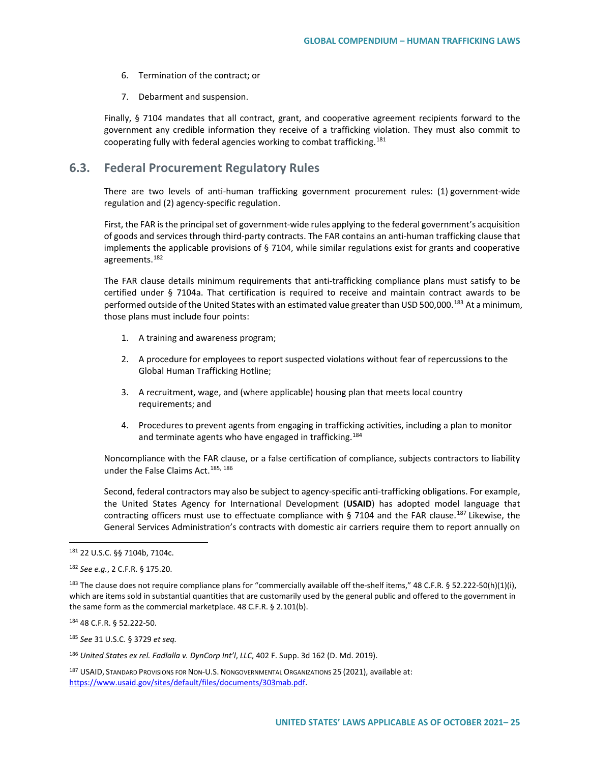6. Termination of the contract; or

7. Debarment and suspension.

Finally, § 7104 mandates that all contract, grant, and cooperative agreement recipients forward to the government any credible information they receive of a trafficking violation. They must also commit to cooperating fully with federal agencies working to combat trafficking.[181]

## 6.3. Federal Procurement Regulatory Rules

There are two levels of anti-human trafficking government procurement rules: (1) government-wide regulation and (2) agency-specific regulation.

First, the FAR is the principal set of government-wide rules applying to the federal government's acquisition of goods and services through third-party contracts. The FAR contains an anti-human trafficking clause that implements the applicable provisions of § 7104, while similar regulations exist for grants and cooperative agreements.[182]

The FAR clause details minimum requirements that anti-trafficking compliance plans must satisfy to be certified under § 7104a. That certification is required to receive and maintain contract awards to be performed outside of the United States with an estimated value greater than USD 500,000.[183] At a minimum, those plans must include four points:

1. A training and awareness program;

2. A procedure for employees to report suspected violations without fear of repercussions to the Global Human Trafficking Hotline;

3. A recruitment, wage, and (where applicable) housing plan that meets local country requirements; and

4. Procedures to prevent agents from engaging in trafficking activities, including a plan to monitor and terminate agents who have engaged in trafficking.[184]

Noncompliance with the FAR clause, or a false certification of compliance, subjects contractors to liability under the False Claims Act.[185, 186]

Second, federal contractors may also be subject to agency-specific anti-trafficking obligations. For example, the United States Agency for International Development (**USAID**) has adopted model language that contracting officers must use to effectuate compliance with § 7104 and the FAR clause.[187] Likewise, the General Services Administration's contracts with domestic air carriers require them to report annually on

---

[181] 22 U.S.C. §§ 7104b, 7104c.

[182] *See e.g.*, 2 C.F.R. § 175.20.

[183] The clause does not require compliance plans for "commercially available off the-shelf items," 48 C.F.R. § 52.222-50(h)(1)(i), which are items sold in substantial quantities that are customarily used by the general public and offered to the government in the same form as the commercial marketplace. 48 C.F.R. § 2.101(b).

[184] 48 C.F.R. § 52.222-50.

[185] *See* 31 U.S.C. § 3729 *et seq.*

[186] *United States ex rel. Fadlalla v. DynCorp Int'l, LLC*, 402 F. Supp. 3d 162 (D. Md. 2019).

[187] USAID, Standard Provisions for Non-U.S. Nongovernmental Organizations 25 (2021), available at: https://www.usaid.gov/sites/default/files/documents/303mab.pdf.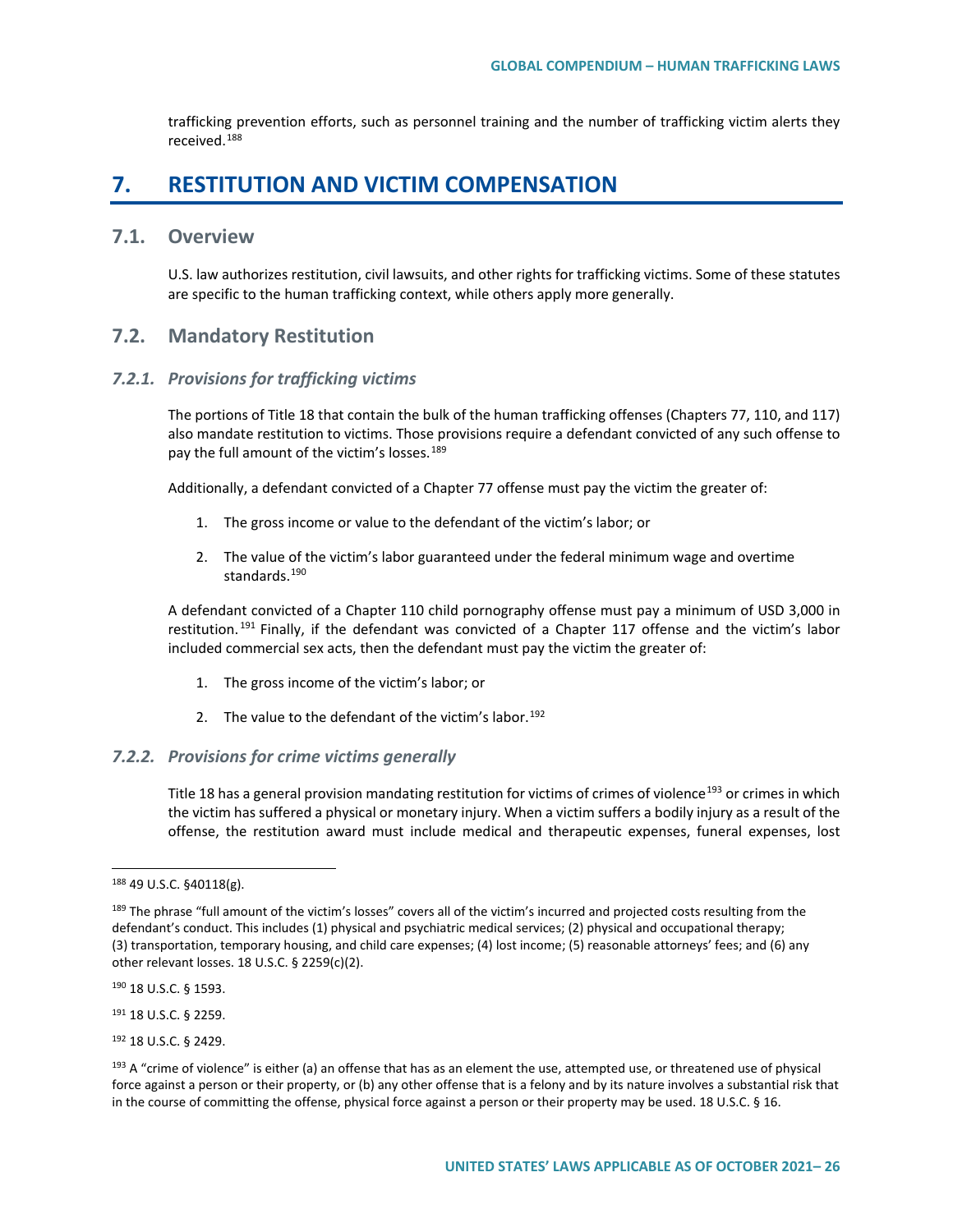trafficking prevention efforts, such as personnel training and the number of trafficking victim alerts they received.[188]

# 7. RESTITUTION AND VICTIM COMPENSATION

## 7.1. Overview

U.S. law authorizes restitution, civil lawsuits, and other rights for trafficking victims. Some of these statutes are specific to the human trafficking context, while others apply more generally.

## 7.2. Mandatory Restitution

### *7.2.1. Provisions for trafficking victims*

The portions of Title 18 that contain the bulk of the human trafficking offenses (Chapters 77, 110, and 117) also mandate restitution to victims. Those provisions require a defendant convicted of any such offense to pay the full amount of the victim's losses.[189]

Additionally, a defendant convicted of a Chapter 77 offense must pay the victim the greater of:

1. The gross income or value to the defendant of the victim's labor; or
2. The value of the victim's labor guaranteed under the federal minimum wage and overtime standards.[190]

A defendant convicted of a Chapter 110 child pornography offense must pay a minimum of USD 3,000 in restitution.[191] Finally, if the defendant was convicted of a Chapter 117 offense and the victim's labor included commercial sex acts, then the defendant must pay the victim the greater of:

1. The gross income of the victim's labor; or
2. The value to the defendant of the victim's labor.[192]

### *7.2.2. Provisions for crime victims generally*

Title 18 has a general provision mandating restitution for victims of crimes of violence[193] or crimes in which the victim has suffered a physical or monetary injury. When a victim suffers a bodily injury as a result of the offense, the restitution award must include medical and therapeutic expenses, funeral expenses, lost

---

[188] 49 U.S.C. §40118(g).

[189] The phrase "full amount of the victim's losses" covers all of the victim's incurred and projected costs resulting from the defendant's conduct. This includes (1) physical and psychiatric medical services; (2) physical and occupational therapy; (3) transportation, temporary housing, and child care expenses; (4) lost income; (5) reasonable attorneys' fees; and (6) any other relevant losses. 18 U.S.C. § 2259(c)(2).

[190] 18 U.S.C. § 1593.

[191] 18 U.S.C. § 2259.

[192] 18 U.S.C. § 2429.

[193] A "crime of violence" is either (a) an offense that has as an element the use, attempted use, or threatened use of physical force against a person or their property, or (b) any other offense that is a felony and by its nature involves a substantial risk that in the course of committing the offense, physical force against a person or their property may be used. 18 U.S.C. § 16.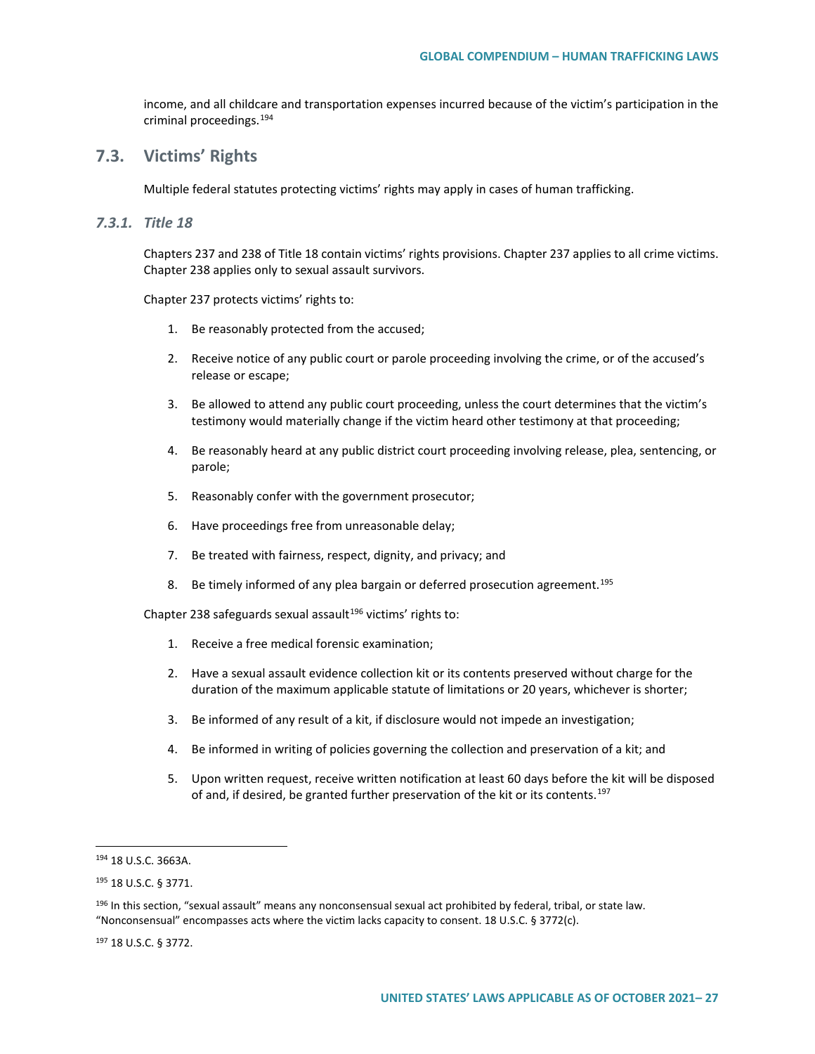income, and all childcare and transportation expenses incurred because of the victim's participation in the criminal proceedings.[194]

## 7.3. Victims' Rights

Multiple federal statutes protecting victims' rights may apply in cases of human trafficking.

### *7.3.1. Title 18*

Chapters 237 and 238 of Title 18 contain victims' rights provisions. Chapter 237 applies to all crime victims. Chapter 238 applies only to sexual assault survivors.

Chapter 237 protects victims' rights to:

1. Be reasonably protected from the accused;
2. Receive notice of any public court or parole proceeding involving the crime, or of the accused's release or escape;
3. Be allowed to attend any public court proceeding, unless the court determines that the victim's testimony would materially change if the victim heard other testimony at that proceeding;
4. Be reasonably heard at any public district court proceeding involving release, plea, sentencing, or parole;
5. Reasonably confer with the government prosecutor;
6. Have proceedings free from unreasonable delay;
7. Be treated with fairness, respect, dignity, and privacy; and
8. Be timely informed of any plea bargain or deferred prosecution agreement.[195]

Chapter 238 safeguards sexual assault[196] victims' rights to:

1. Receive a free medical forensic examination;
2. Have a sexual assault evidence collection kit or its contents preserved without charge for the duration of the maximum applicable statute of limitations or 20 years, whichever is shorter;
3. Be informed of any result of a kit, if disclosure would not impede an investigation;
4. Be informed in writing of policies governing the collection and preservation of a kit; and
5. Upon written request, receive written notification at least 60 days before the kit will be disposed of and, if desired, be granted further preservation of the kit or its contents.[197]

---

[194] 18 U.S.C. 3663A.

[195] 18 U.S.C. § 3771.

[196] In this section, "sexual assault" means any nonconsensual sexual act prohibited by federal, tribal, or state law. "Nonconsensual" encompasses acts where the victim lacks capacity to consent. 18 U.S.C. § 3772(c).

[197] 18 U.S.C. § 3772.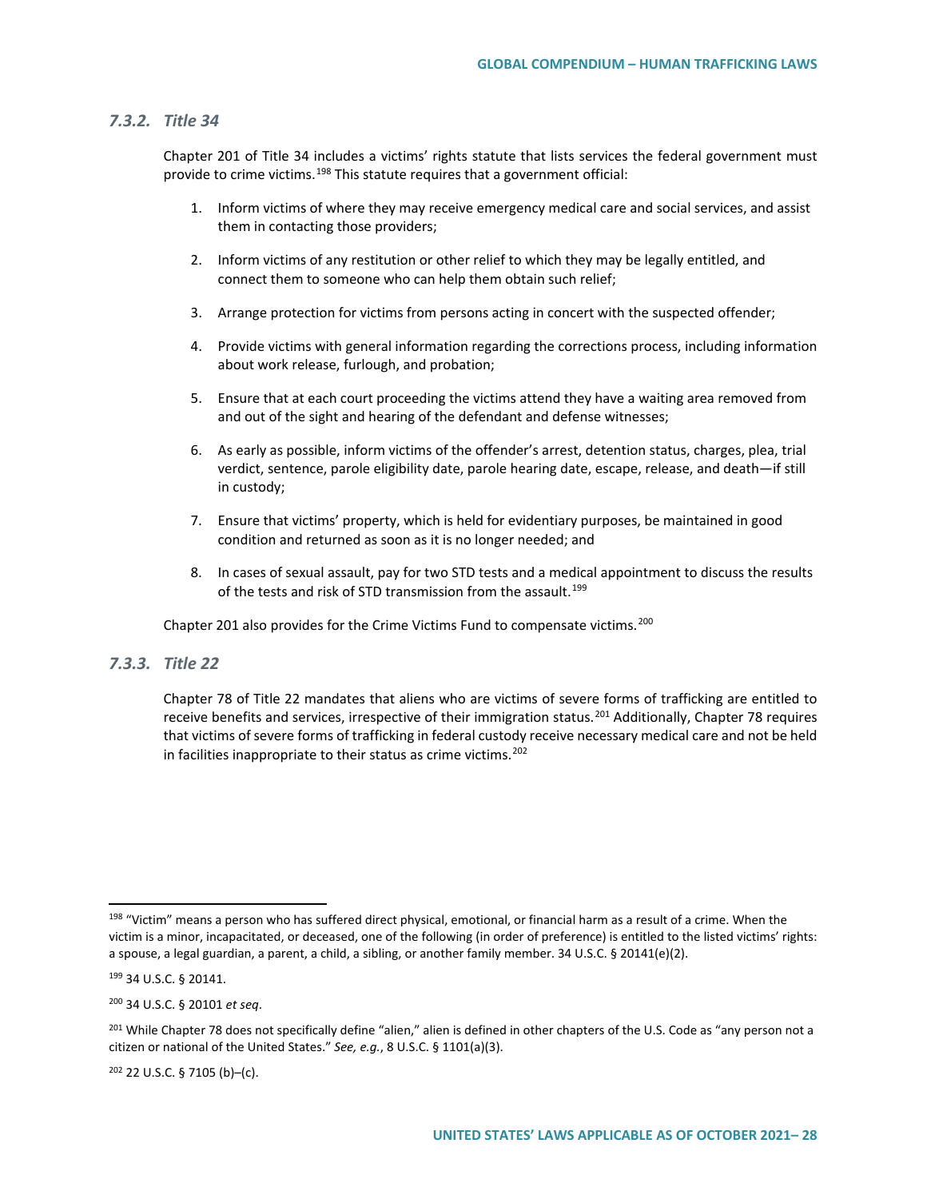### 7.3.2. Title 34

Chapter 201 of Title 34 includes a victims' rights statute that lists services the federal government must provide to crime victims.[198] This statute requires that a government official:

1. Inform victims of where they may receive emergency medical care and social services, and assist them in contacting those providers;
2. Inform victims of any restitution or other relief to which they may be legally entitled, and connect them to someone who can help them obtain such relief;
3. Arrange protection for victims from persons acting in concert with the suspected offender;
4. Provide victims with general information regarding the corrections process, including information about work release, furlough, and probation;
5. Ensure that at each court proceeding the victims attend they have a waiting area removed from and out of the sight and hearing of the defendant and defense witnesses;
6. As early as possible, inform victims of the offender's arrest, detention status, charges, plea, trial verdict, sentence, parole eligibility date, parole hearing date, escape, release, and death—if still in custody;
7. Ensure that victims' property, which is held for evidentiary purposes, be maintained in good condition and returned as soon as it is no longer needed; and
8. In cases of sexual assault, pay for two STD tests and a medical appointment to discuss the results of the tests and risk of STD transmission from the assault.[199]

Chapter 201 also provides for the Crime Victims Fund to compensate victims.[200]

### 7.3.3. Title 22

Chapter 78 of Title 22 mandates that aliens who are victims of severe forms of trafficking are entitled to receive benefits and services, irrespective of their immigration status.[201] Additionally, Chapter 78 requires that victims of severe forms of trafficking in federal custody receive necessary medical care and not be held in facilities inappropriate to their status as crime victims.[202]

---

[198] "Victim" means a person who has suffered direct physical, emotional, or financial harm as a result of a crime. When the victim is a minor, incapacitated, or deceased, one of the following (in order of preference) is entitled to the listed victims' rights: a spouse, a legal guardian, a parent, a child, a sibling, or another family member. 34 U.S.C. § 20141(e)(2).

[199] 34 U.S.C. § 20141.

[200] 34 U.S.C. § 20101 *et seq*.

[201] While Chapter 78 does not specifically define "alien," alien is defined in other chapters of the U.S. Code as "any person not a citizen or national of the United States." *See, e.g.*, 8 U.S.C. § 1101(a)(3).

[202] 22 U.S.C. § 7105 (b)–(c).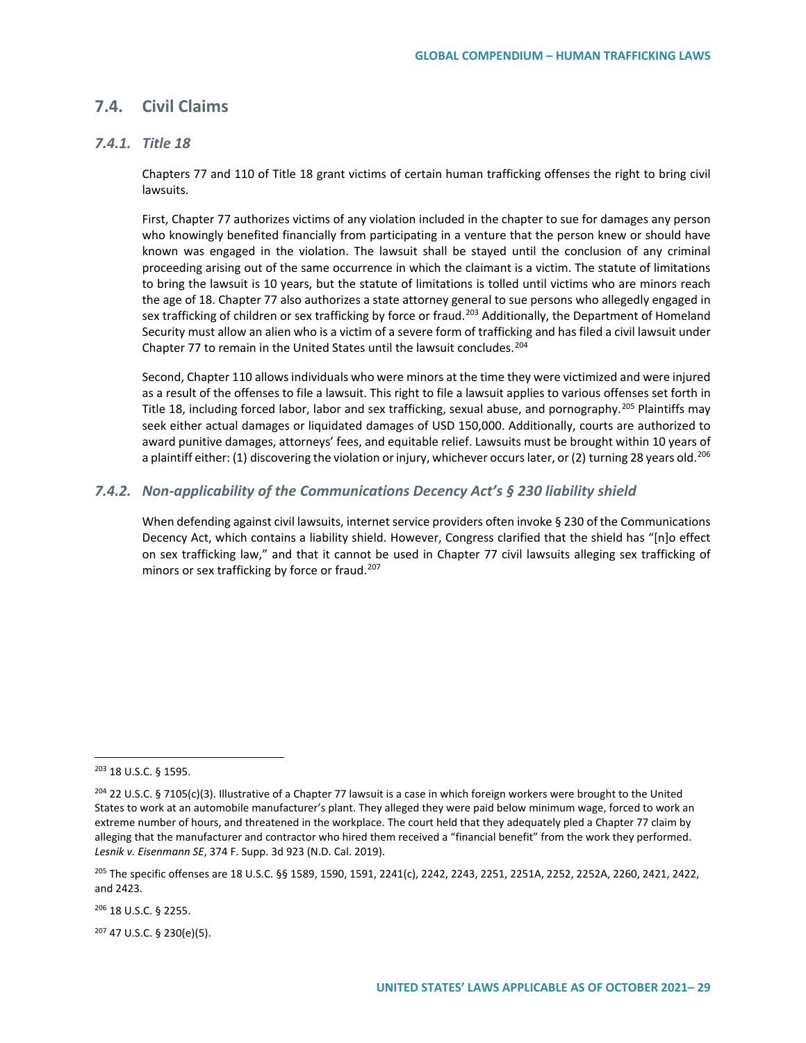## 7.4. Civil Claims

### 7.4.1. Title 18

Chapters 77 and 110 of Title 18 grant victims of certain human trafficking offenses the right to bring civil lawsuits.

First, Chapter 77 authorizes victims of any violation included in the chapter to sue for damages any person who knowingly benefited financially from participating in a venture that the person knew or should have known was engaged in the violation. The lawsuit shall be stayed until the conclusion of any criminal proceeding arising out of the same occurrence in which the claimant is a victim. The statute of limitations to bring the lawsuit is 10 years, but the statute of limitations is tolled until victims who are minors reach the age of 18. Chapter 77 also authorizes a state attorney general to sue persons who allegedly engaged in sex trafficking of children or sex trafficking by force or fraud.[203] Additionally, the Department of Homeland Security must allow an alien who is a victim of a severe form of trafficking and has filed a civil lawsuit under Chapter 77 to remain in the United States until the lawsuit concludes.[204]

Second, Chapter 110 allows individuals who were minors at the time they were victimized and were injured as a result of the offenses to file a lawsuit. This right to file a lawsuit applies to various offenses set forth in Title 18, including forced labor, labor and sex trafficking, sexual abuse, and pornography.[205] Plaintiffs may seek either actual damages or liquidated damages of USD 150,000. Additionally, courts are authorized to award punitive damages, attorneys' fees, and equitable relief. Lawsuits must be brought within 10 years of a plaintiff either: (1) discovering the violation or injury, whichever occurs later, or (2) turning 28 years old.[206]

### 7.4.2. Non-applicability of the Communications Decency Act's § 230 liability shield

When defending against civil lawsuits, internet service providers often invoke § 230 of the Communications Decency Act, which contains a liability shield. However, Congress clarified that the shield has "[n]o effect on sex trafficking law," and that it cannot be used in Chapter 77 civil lawsuits alleging sex trafficking of minors or sex trafficking by force or fraud.[207]

---

[203] 18 U.S.C. § 1595.

[204] 22 U.S.C. § 7105(c)(3). Illustrative of a Chapter 77 lawsuit is a case in which foreign workers were brought to the United States to work at an automobile manufacturer's plant. They alleged they were paid below minimum wage, forced to work an extreme number of hours, and threatened in the workplace. The court held that they adequately pled a Chapter 77 claim by alleging that the manufacturer and contractor who hired them received a "financial benefit" from the work they performed. *Lesnik v. Eisenmann SE*, 374 F. Supp. 3d 923 (N.D. Cal. 2019).

[205] The specific offenses are 18 U.S.C. §§ 1589, 1590, 1591, 2241(c), 2242, 2243, 2251, 2251A, 2252, 2252A, 2260, 2421, 2422, and 2423.

[206] 18 U.S.C. § 2255.

[207] 47 U.S.C. § 230(e)(5).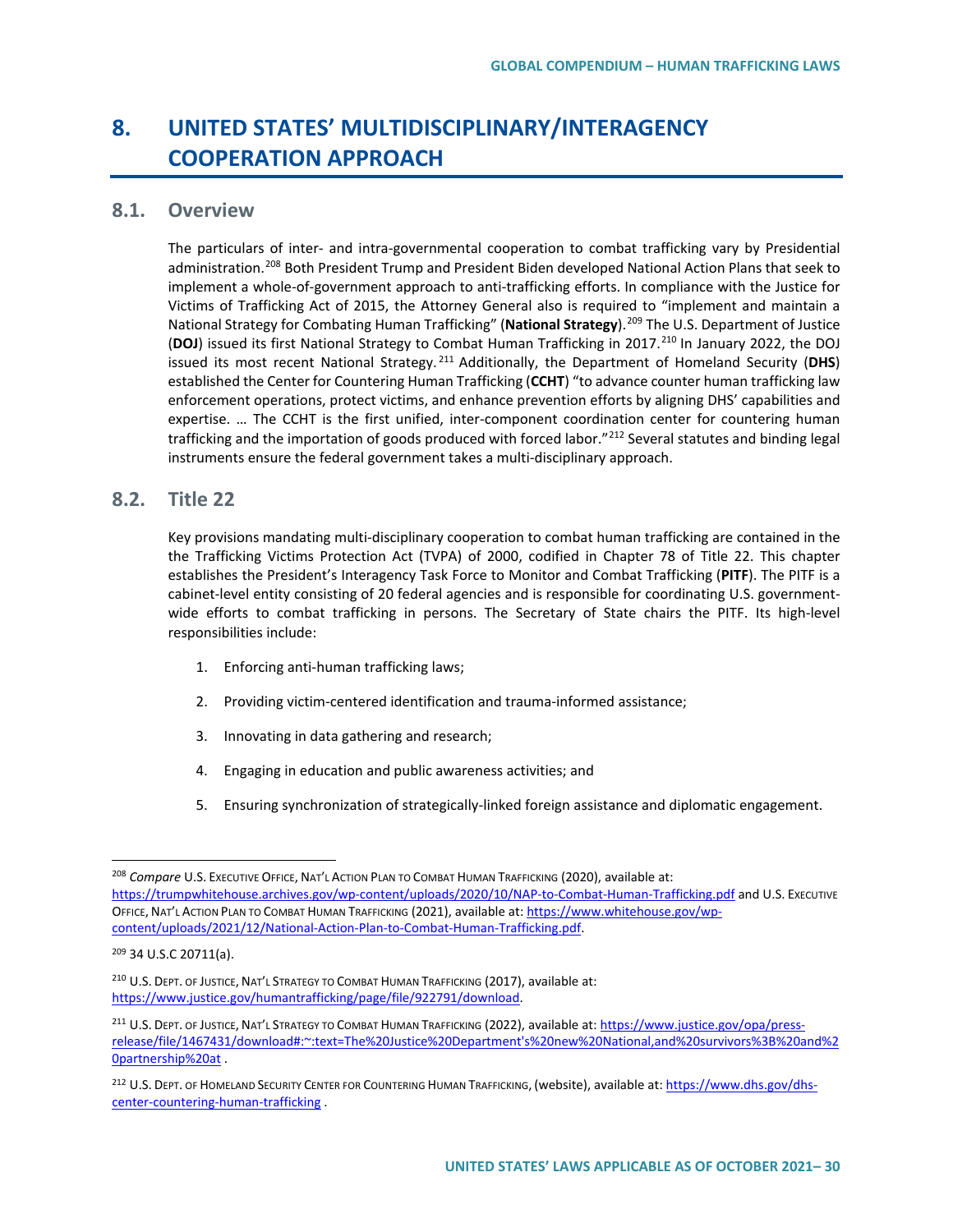# 8. UNITED STATES' MULTIDISCIPLINARY/INTERAGENCY COOPERATION APPROACH

## 8.1. Overview

The particulars of inter- and intra-governmental cooperation to combat trafficking vary by Presidential administration.[208] Both President Trump and President Biden developed National Action Plans that seek to implement a whole-of-government approach to anti-trafficking efforts. In compliance with the Justice for Victims of Trafficking Act of 2015, the Attorney General also is required to "implement and maintain a National Strategy for Combating Human Trafficking" (**National Strategy**).[209] The U.S. Department of Justice (**DOJ**) issued its first National Strategy to Combat Human Trafficking in 2017.[210] In January 2022, the DOJ issued its most recent National Strategy.[211] Additionally, the Department of Homeland Security (**DHS**) established the Center for Countering Human Trafficking (**CCHT**) "to advance counter human trafficking law enforcement operations, protect victims, and enhance prevention efforts by aligning DHS' capabilities and expertise. … The CCHT is the first unified, inter-component coordination center for countering human trafficking and the importation of goods produced with forced labor."[212] Several statutes and binding legal instruments ensure the federal government takes a multi-disciplinary approach.

## 8.2. Title 22

Key provisions mandating multi-disciplinary cooperation to combat human trafficking are contained in the the Trafficking Victims Protection Act (TVPA) of 2000, codified in Chapter 78 of Title 22. This chapter establishes the President's Interagency Task Force to Monitor and Combat Trafficking (**PITF**). The PITF is a cabinet-level entity consisting of 20 federal agencies and is responsible for coordinating U.S. government-wide efforts to combat trafficking in persons. The Secretary of State chairs the PITF. Its high-level responsibilities include:

1. Enforcing anti-human trafficking laws;
2. Providing victim-centered identification and trauma-informed assistance;
3. Innovating in data gathering and research;
4. Engaging in education and public awareness activities; and
5. Ensuring synchronization of strategically-linked foreign assistance and diplomatic engagement.

---

[208] *Compare* U.S. Executive Office, Nat'l Action Plan to Combat Human Trafficking (2020), available at: https://trumpwhitehouse.archives.gov/wp-content/uploads/2020/10/NAP-to-Combat-Human-Trafficking.pdf and U.S. Executive Office, Nat'l Action Plan to Combat Human Trafficking (2021), available at: https://www.whitehouse.gov/wp-content/uploads/2021/12/National-Action-Plan-to-Combat-Human-Trafficking.pdf.

[209] 34 U.S.C 20711(a).

[210] U.S. Dept. of Justice, Nat'l Strategy to Combat Human Trafficking (2017), available at: https://www.justice.gov/humantrafficking/page/file/922791/download.

[211] U.S. Dept. of Justice, Nat'l Strategy to Combat Human Trafficking (2022), available at: https://www.justice.gov/opa/press-release/file/1467431/download#:~:text=The%20Justice%20Department's%20new%20National,and%20survivors%3B%20and%20partnership%20at .

[212] U.S. Dept. of Homeland Security Center for Countering Human Trafficking, (website), available at: https://www.dhs.gov/dhs-center-countering-human-trafficking .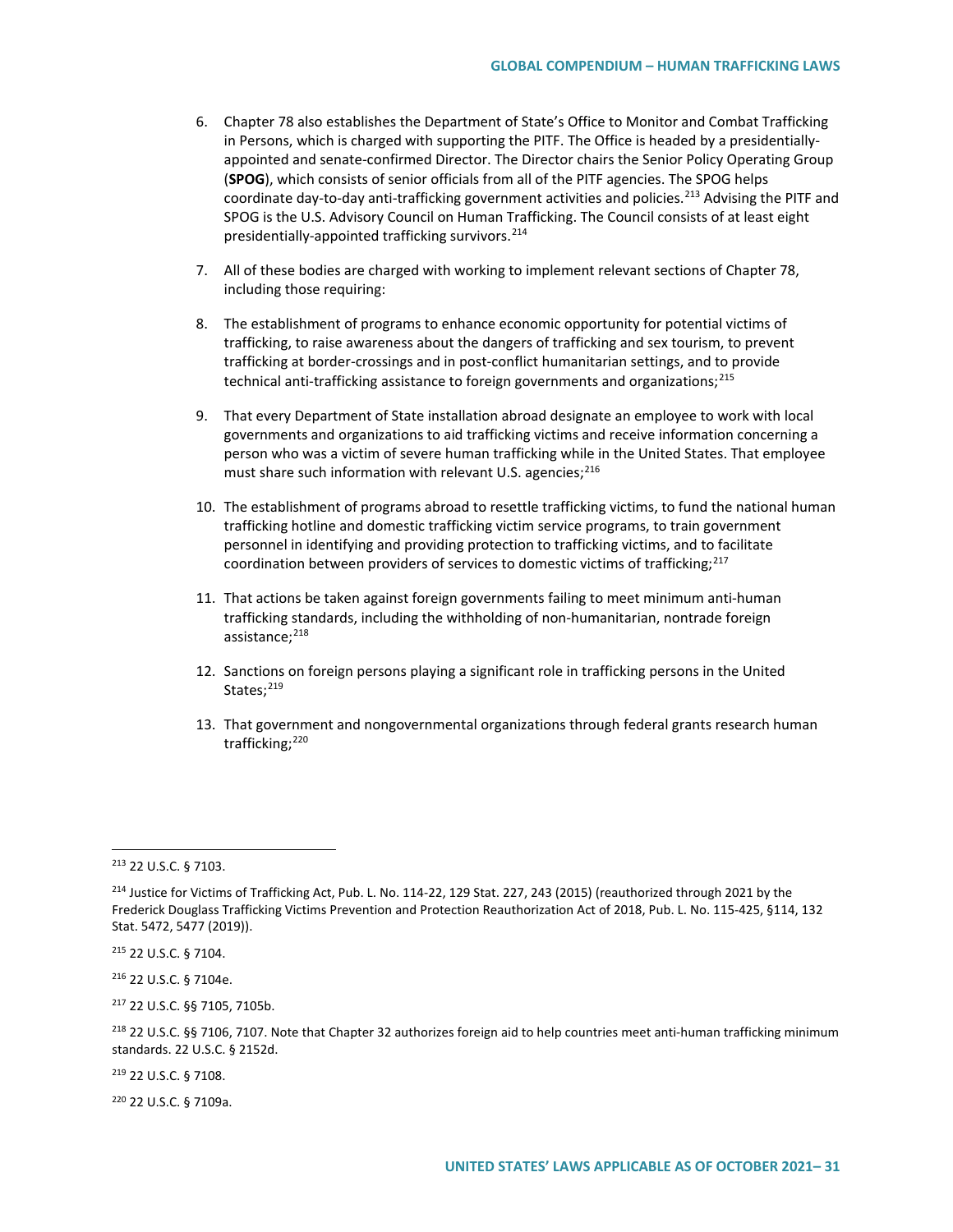6. Chapter 78 also establishes the Department of State's Office to Monitor and Combat Trafficking in Persons, which is charged with supporting the PITF. The Office is headed by a presidentially-appointed and senate-confirmed Director. The Director chairs the Senior Policy Operating Group (**SPOG**), which consists of senior officials from all of the PITF agencies. The SPOG helps coordinate day-to-day anti-trafficking government activities and policies.[213] Advising the PITF and SPOG is the U.S. Advisory Council on Human Trafficking. The Council consists of at least eight presidentially-appointed trafficking survivors.[214]

7. All of these bodies are charged with working to implement relevant sections of Chapter 78, including those requiring:

8. The establishment of programs to enhance economic opportunity for potential victims of trafficking, to raise awareness about the dangers of trafficking and sex tourism, to prevent trafficking at border-crossings and in post-conflict humanitarian settings, and to provide technical anti-trafficking assistance to foreign governments and organizations;[215]

9. That every Department of State installation abroad designate an employee to work with local governments and organizations to aid trafficking victims and receive information concerning a person who was a victim of severe human trafficking while in the United States. That employee must share such information with relevant U.S. agencies;[216]

10. The establishment of programs abroad to resettle trafficking victims, to fund the national human trafficking hotline and domestic trafficking victim service programs, to train government personnel in identifying and providing protection to trafficking victims, and to facilitate coordination between providers of services to domestic victims of trafficking;[217]

11. That actions be taken against foreign governments failing to meet minimum anti-human trafficking standards, including the withholding of non-humanitarian, nontrade foreign assistance;[218]

12. Sanctions on foreign persons playing a significant role in trafficking persons in the United States;[219]

13. That government and nongovernmental organizations through federal grants research human trafficking;[220]

---

[213] 22 U.S.C. § 7103.

[214] Justice for Victims of Trafficking Act, Pub. L. No. 114-22, 129 Stat. 227, 243 (2015) (reauthorized through 2021 by the Frederick Douglass Trafficking Victims Prevention and Protection Reauthorization Act of 2018, Pub. L. No. 115-425, §114, 132 Stat. 5472, 5477 (2019)).

[215] 22 U.S.C. § 7104.

[216] 22 U.S.C. § 7104e.

[217] 22 U.S.C. §§ 7105, 7105b.

[218] 22 U.S.C. §§ 7106, 7107. Note that Chapter 32 authorizes foreign aid to help countries meet anti-human trafficking minimum standards. 22 U.S.C. § 2152d.

[219] 22 U.S.C. § 7108.

[220] 22 U.S.C. § 7109a.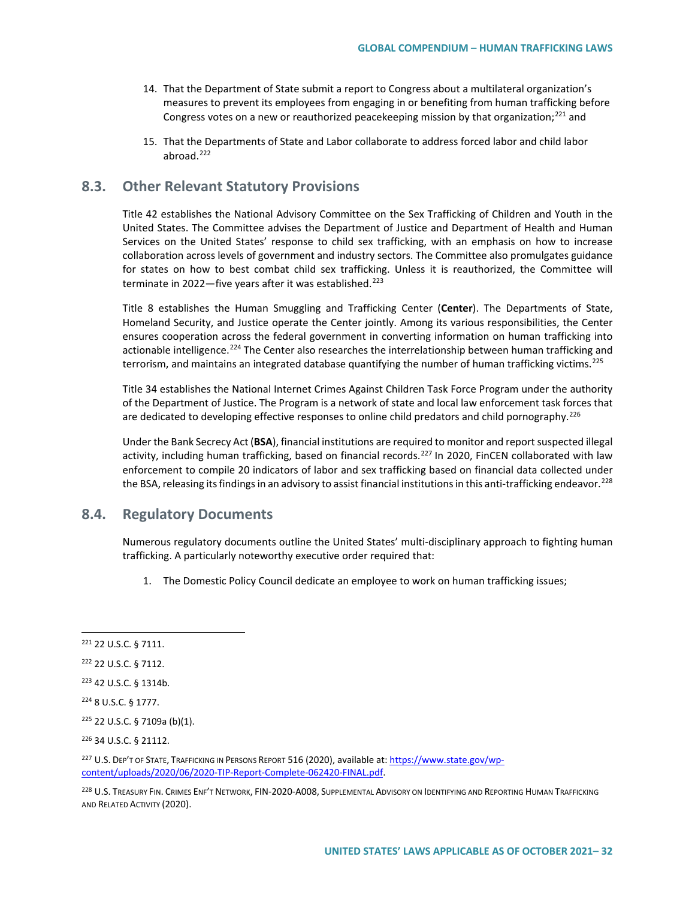14. That the Department of State submit a report to Congress about a multilateral organization's measures to prevent its employees from engaging in or benefiting from human trafficking before Congress votes on a new or reauthorized peacekeeping mission by that organization;[221] and

15. That the Departments of State and Labor collaborate to address forced labor and child labor abroad.[222]

## 8.3. Other Relevant Statutory Provisions

Title 42 establishes the National Advisory Committee on the Sex Trafficking of Children and Youth in the United States. The Committee advises the Department of Justice and Department of Health and Human Services on the United States' response to child sex trafficking, with an emphasis on how to increase collaboration across levels of government and industry sectors. The Committee also promulgates guidance for states on how to best combat child sex trafficking. Unless it is reauthorized, the Committee will terminate in 2022—five years after it was established.[223]

Title 8 establishes the Human Smuggling and Trafficking Center (**Center**). The Departments of State, Homeland Security, and Justice operate the Center jointly. Among its various responsibilities, the Center ensures cooperation across the federal government in converting information on human trafficking into actionable intelligence.[224] The Center also researches the interrelationship between human trafficking and terrorism, and maintains an integrated database quantifying the number of human trafficking victims.[225]

Title 34 establishes the National Internet Crimes Against Children Task Force Program under the authority of the Department of Justice. The Program is a network of state and local law enforcement task forces that are dedicated to developing effective responses to online child predators and child pornography.[226]

Under the Bank Secrecy Act (**BSA**), financial institutions are required to monitor and report suspected illegal activity, including human trafficking, based on financial records.[227] In 2020, FinCEN collaborated with law enforcement to compile 20 indicators of labor and sex trafficking based on financial data collected under the BSA, releasing its findings in an advisory to assist financial institutions in this anti-trafficking endeavor.[228]

## 8.4. Regulatory Documents

Numerous regulatory documents outline the United States' multi-disciplinary approach to fighting human trafficking. A particularly noteworthy executive order required that:

1. The Domestic Policy Council dedicate an employee to work on human trafficking issues;

---

[221] 22 U.S.C. § 7111.

[222] 22 U.S.C. § 7112.

[223] 42 U.S.C. § 1314b.

[224] 8 U.S.C. § 1777.

[225] 22 U.S.C. § 7109a (b)(1).

[226] 34 U.S.C. § 21112.

[227] U.S. Dep't of State, Trafficking in Persons Report 516 (2020), available at: https://www.state.gov/wp-content/uploads/2020/06/2020-TIP-Report-Complete-062420-FINAL.pdf.

[228] U.S. Treasury Fin. Crimes Enf't Network, FIN-2020-A008, Supplemental Advisory on Identifying and Reporting Human Trafficking and Related Activity (2020).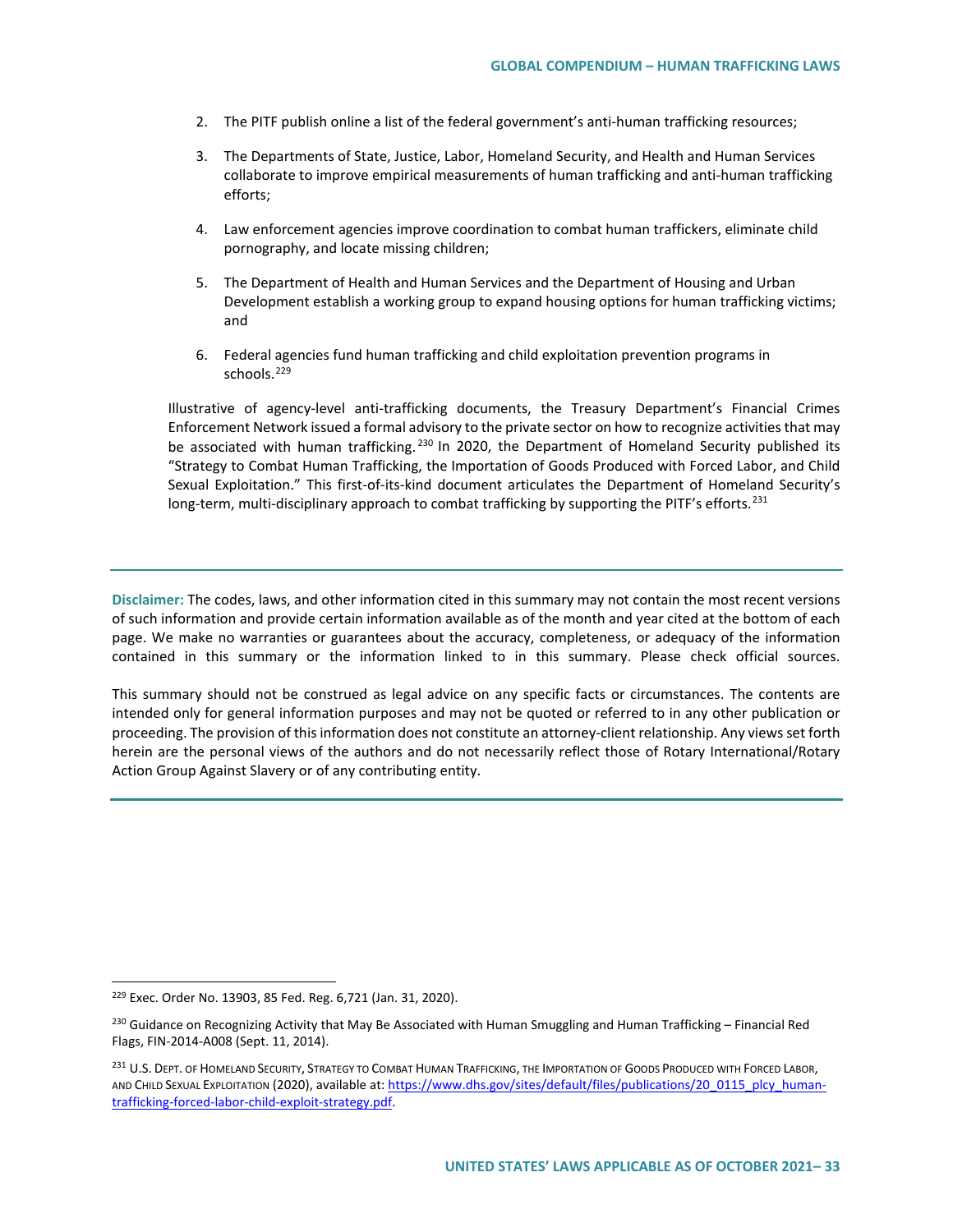2. The PITF publish online a list of the federal government's anti-human trafficking resources;

3. The Departments of State, Justice, Labor, Homeland Security, and Health and Human Services collaborate to improve empirical measurements of human trafficking and anti-human trafficking efforts;

4. Law enforcement agencies improve coordination to combat human traffickers, eliminate child pornography, and locate missing children;

5. The Department of Health and Human Services and the Department of Housing and Urban Development establish a working group to expand housing options for human trafficking victims; and

6. Federal agencies fund human trafficking and child exploitation prevention programs in schools.[229]

Illustrative of agency-level anti-trafficking documents, the Treasury Department's Financial Crimes Enforcement Network issued a formal advisory to the private sector on how to recognize activities that may be associated with human trafficking.[230] In 2020, the Department of Homeland Security published its "Strategy to Combat Human Trafficking, the Importation of Goods Produced with Forced Labor, and Child Sexual Exploitation." This first-of-its-kind document articulates the Department of Homeland Security's long-term, multi-disciplinary approach to combat trafficking by supporting the PITF's efforts.[231]

---

**Disclaimer:** The codes, laws, and other information cited in this summary may not contain the most recent versions of such information and provide certain information available as of the month and year cited at the bottom of each page. We make no warranties or guarantees about the accuracy, completeness, or adequacy of the information contained in this summary or the information linked to in this summary. Please check official sources.

This summary should not be construed as legal advice on any specific facts or circumstances. The contents are intended only for general information purposes and may not be quoted or referred to in any other publication or proceeding. The provision of this information does not constitute an attorney-client relationship. Any views set forth herein are the personal views of the authors and do not necessarily reflect those of Rotary International/Rotary Action Group Against Slavery or of any contributing entity.

---

[229] Exec. Order No. 13903, 85 Fed. Reg. 6,721 (Jan. 31, 2020).

[230] Guidance on Recognizing Activity that May Be Associated with Human Smuggling and Human Trafficking – Financial Red Flags, FIN-2014-A008 (Sept. 11, 2014).

[231] U.S. Dept. of Homeland Security, Strategy to Combat Human Trafficking, the Importation of Goods Produced with Forced Labor, and Child Sexual Exploitation (2020), available at: https://www.dhs.gov/sites/default/files/publications/20_0115_plcy_human-trafficking-forced-labor-child-exploit-strategy.pdf.